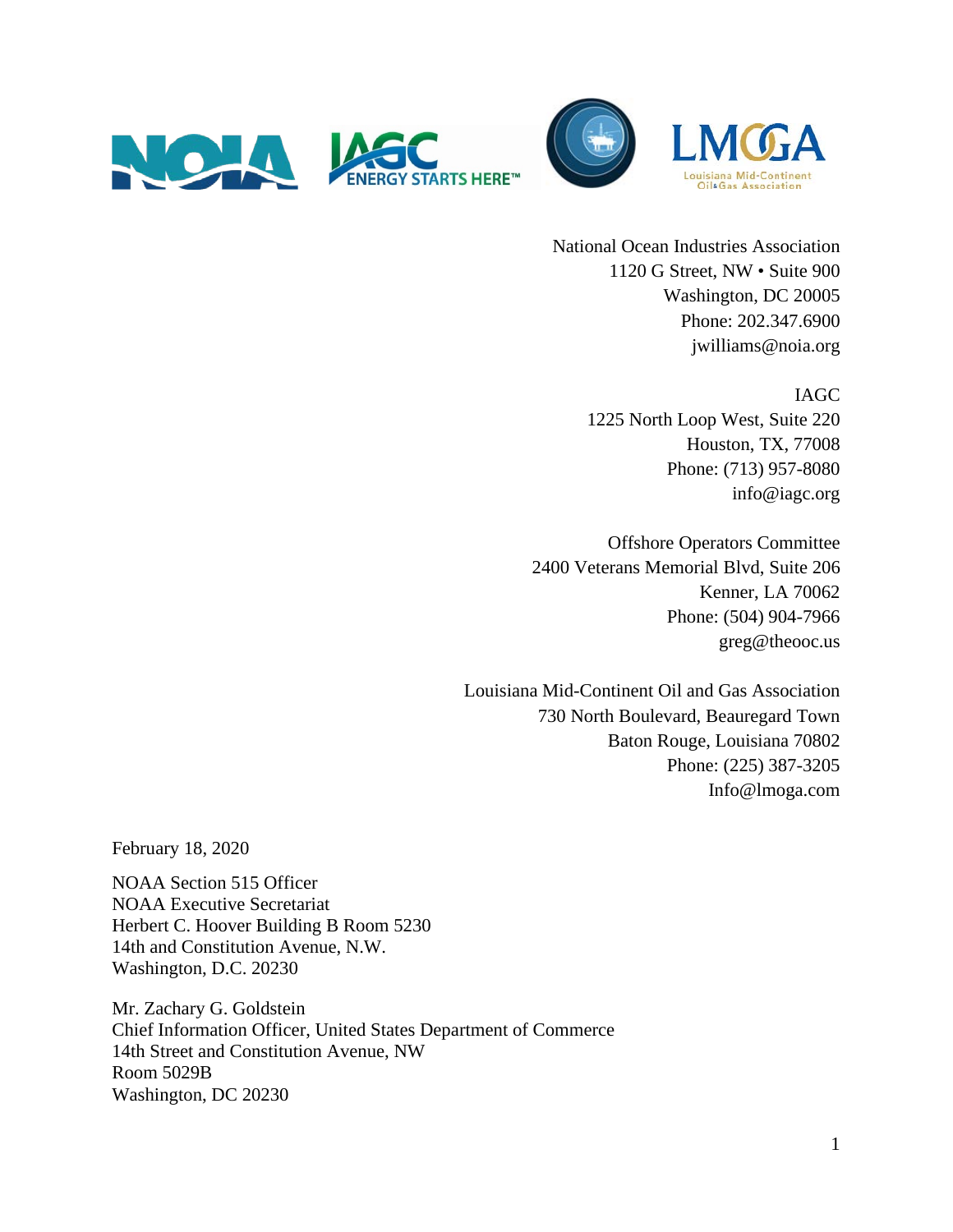NOIA IAGC ENERGY STARTS HERE™ LMOGA Louisiana Mid-Continent Oil & Gas Association

National Ocean Industries Association
1120 G Street, NW • Suite 900
Washington, DC 20005
Phone: 202.347.6900
jwilliams@noia.org

IAGC
1225 North Loop West, Suite 220
Houston, TX, 77008
Phone: (713) 957-8080
info@iagc.org

Offshore Operators Committee
2400 Veterans Memorial Blvd, Suite 206
Kenner, LA 70062
Phone: (504) 904-7966
greg@theooc.us

Louisiana Mid-Continent Oil and Gas Association
730 North Boulevard, Beauregard Town
Baton Rouge, Louisiana 70802
Phone: (225) 387-3205
Info@lmoga.com

February 18, 2020

NOAA Section 515 Officer
NOAA Executive Secretariat
Herbert C. Hoover Building B Room 5230
14th and Constitution Avenue, N.W.
Washington, D.C. 20230

Mr. Zachary G. Goldstein
Chief Information Officer, United States Department of Commerce
14th Street and Constitution Avenue, NW
Room 5029B
Washington, DC 20230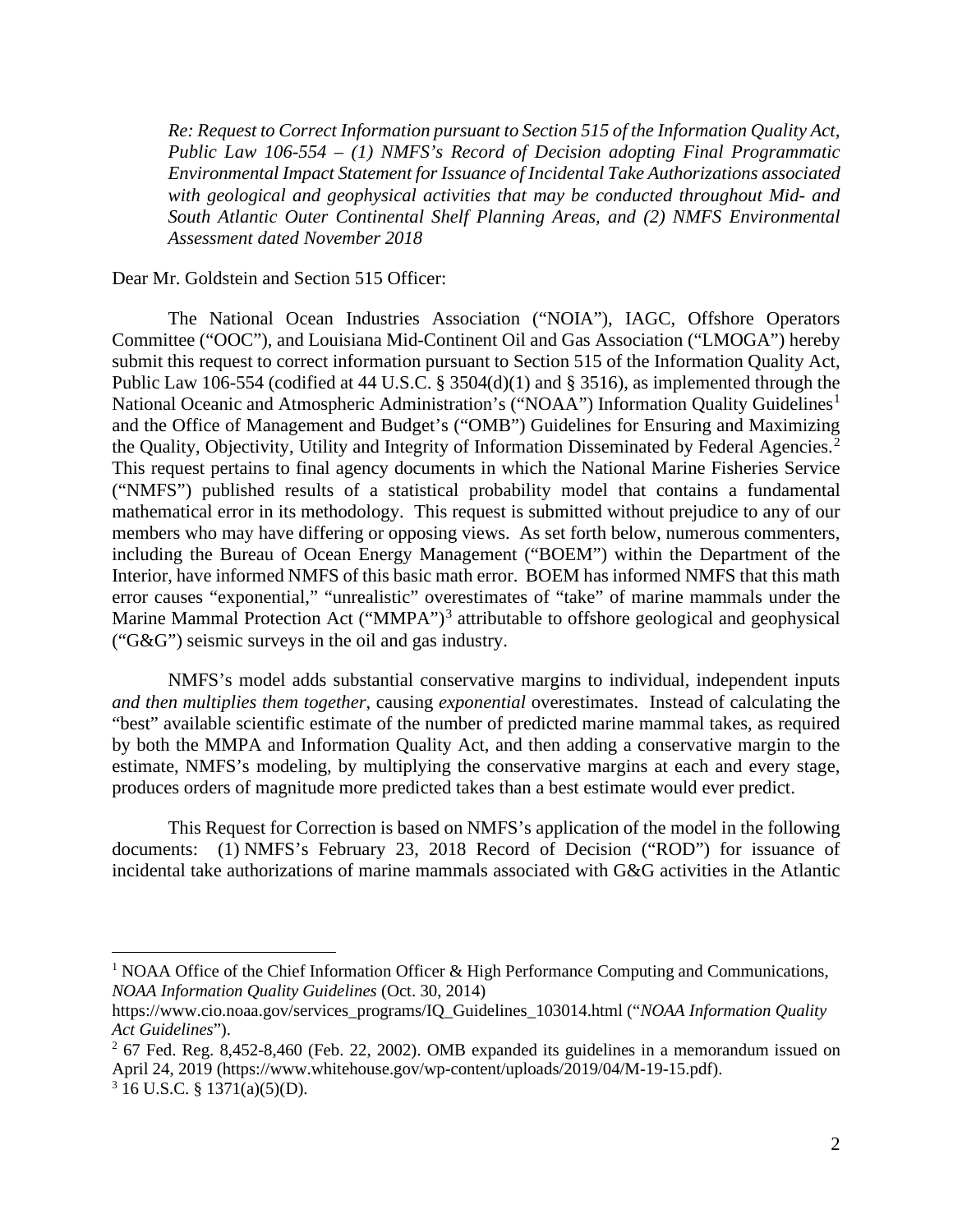*Re: Request to Correct Information pursuant to Section 515 of the Information Quality Act, Public Law 106-554 – (1) NMFS's Record of Decision adopting Final Programmatic Environmental Impact Statement for Issuance of Incidental Take Authorizations associated with geological and geophysical activities that may be conducted throughout Mid- and South Atlantic Outer Continental Shelf Planning Areas, and (2) NMFS Environmental Assessment dated November 2018*

Dear Mr. Goldstein and Section 515 Officer:

The National Ocean Industries Association ("NOIA"), IAGC, Offshore Operators Committee ("OOC"), and Louisiana Mid-Continent Oil and Gas Association ("LMOGA") hereby submit this request to correct information pursuant to Section 515 of the Information Quality Act, Public Law 106-554 (codified at 44 U.S.C. § 3504(d)(1) and § 3516), as implemented through the National Oceanic and Atmospheric Administration's ("NOAA") Information Quality Guidelines[1] and the Office of Management and Budget's ("OMB") Guidelines for Ensuring and Maximizing the Quality, Objectivity, Utility and Integrity of Information Disseminated by Federal Agencies.[2] This request pertains to final agency documents in which the National Marine Fisheries Service ("NMFS") published results of a statistical probability model that contains a fundamental mathematical error in its methodology. This request is submitted without prejudice to any of our members who may have differing or opposing views. As set forth below, numerous commenters, including the Bureau of Ocean Energy Management ("BOEM") within the Department of the Interior, have informed NMFS of this basic math error. BOEM has informed NMFS that this math error causes "exponential," "unrealistic" overestimates of "take" of marine mammals under the Marine Mammal Protection Act ("MMPA")[3] attributable to offshore geological and geophysical ("G&G") seismic surveys in the oil and gas industry.

NMFS's model adds substantial conservative margins to individual, independent inputs *and then multiplies them together*, causing *exponential* overestimates. Instead of calculating the "best" available scientific estimate of the number of predicted marine mammal takes, as required by both the MMPA and Information Quality Act, and then adding a conservative margin to the estimate, NMFS's modeling, by multiplying the conservative margins at each and every stage, produces orders of magnitude more predicted takes than a best estimate would ever predict.

This Request for Correction is based on NMFS's application of the model in the following documents: (1) NMFS's February 23, 2018 Record of Decision ("ROD") for issuance of incidental take authorizations of marine mammals associated with G&G activities in the Atlantic

---

[1] NOAA Office of the Chief Information Officer & High Performance Computing and Communications, *NOAA Information Quality Guidelines* (Oct. 30, 2014) https://www.cio.noaa.gov/services_programs/IQ_Guidelines_103014.html ("*NOAA Information Quality Act Guidelines*").

[2] 67 Fed. Reg. 8,452-8,460 (Feb. 22, 2002). OMB expanded its guidelines in a memorandum issued on April 24, 2019 (https://www.whitehouse.gov/wp-content/uploads/2019/04/M-19-15.pdf).

[3] 16 U.S.C. § 1371(a)(5)(D).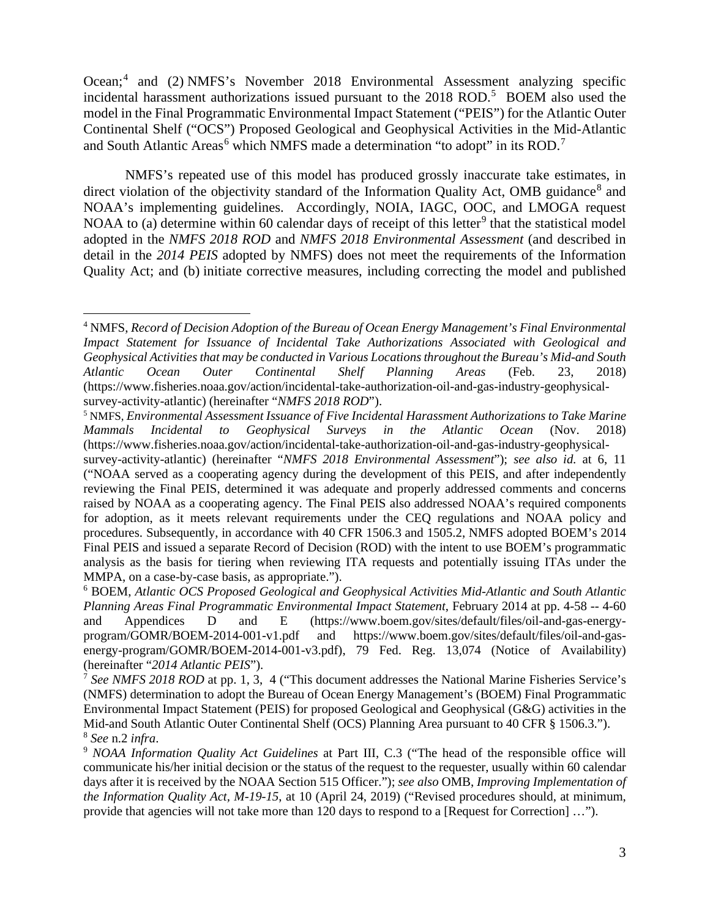Ocean;[4] and (2) NMFS's November 2018 Environmental Assessment analyzing specific incidental harassment authorizations issued pursuant to the 2018 ROD.[5] BOEM also used the model in the Final Programmatic Environmental Impact Statement ("PEIS") for the Atlantic Outer Continental Shelf ("OCS") Proposed Geological and Geophysical Activities in the Mid-Atlantic and South Atlantic Areas[6] which NMFS made a determination "to adopt" in its ROD.[7]

NMFS's repeated use of this model has produced grossly inaccurate take estimates, in direct violation of the objectivity standard of the Information Quality Act, OMB guidance[8] and NOAA's implementing guidelines. Accordingly, NOIA, IAGC, OOC, and LMOGA request NOAA to (a) determine within 60 calendar days of receipt of this letter[9] that the statistical model adopted in the *NMFS 2018 ROD* and *NMFS 2018 Environmental Assessment* (and described in detail in the *2014 PEIS* adopted by NMFS) does not meet the requirements of the Information Quality Act; and (b) initiate corrective measures, including correcting the model and published

---

[4] NMFS, *Record of Decision Adoption of the Bureau of Ocean Energy Management's Final Environmental Impact Statement for Issuance of Incidental Take Authorizations Associated with Geological and Geophysical Activities that may be conducted in Various Locations throughout the Bureau's Mid-and South Atlantic Ocean Outer Continental Shelf Planning Areas* (Feb. 23, 2018) (https://www.fisheries.noaa.gov/action/incidental-take-authorization-oil-and-gas-industry-geophysical-survey-activity-atlantic) (hereinafter "*NMFS 2018 ROD*").

[5] NMFS, *Environmental Assessment Issuance of Five Incidental Harassment Authorizations to Take Marine Mammals Incidental to Geophysical Surveys in the Atlantic Ocean* (Nov. 2018) (https://www.fisheries.noaa.gov/action/incidental-take-authorization-oil-and-gas-industry-geophysical-survey-activity-atlantic) (hereinafter "*NMFS 2018 Environmental Assessment*"); *see also id.* at 6, 11 ("NOAA served as a cooperating agency during the development of this PEIS, and after independently reviewing the Final PEIS, determined it was adequate and properly addressed comments and concerns raised by NOAA as a cooperating agency. The Final PEIS also addressed NOAA's required components for adoption, as it meets relevant requirements under the CEQ regulations and NOAA policy and procedures. Subsequently, in accordance with 40 CFR 1506.3 and 1505.2, NMFS adopted BOEM's 2014 Final PEIS and issued a separate Record of Decision (ROD) with the intent to use BOEM's programmatic analysis as the basis for tiering when reviewing ITA requests and potentially issuing ITAs under the MMPA, on a case-by-case basis, as appropriate.").

[6] BOEM, *Atlantic OCS Proposed Geological and Geophysical Activities Mid-Atlantic and South Atlantic Planning Areas Final Programmatic Environmental Impact Statement*, February 2014 at pp. 4-58 -- 4-60 and Appendices D and E (https://www.boem.gov/sites/default/files/oil-and-gas-energy-program/GOMR/BOEM-2014-001-v1.pdf and https://www.boem.gov/sites/default/files/oil-and-gas-energy-program/GOMR/BOEM-2014-001-v3.pdf), 79 Fed. Reg. 13,074 (Notice of Availability) (hereinafter "*2014 Atlantic PEIS*").

[7] *See NMFS 2018 ROD* at pp. 1, 3, 4 ("This document addresses the National Marine Fisheries Service's (NMFS) determination to adopt the Bureau of Ocean Energy Management's (BOEM) Final Programmatic Environmental Impact Statement (PEIS) for proposed Geological and Geophysical (G&G) activities in the Mid-and South Atlantic Outer Continental Shelf (OCS) Planning Area pursuant to 40 CFR § 1506.3.").

[8] *See* n.2 *infra*.

[9] *NOAA Information Quality Act Guidelines* at Part III, C.3 ("The head of the responsible office will communicate his/her initial decision or the status of the request to the requester, usually within 60 calendar days after it is received by the NOAA Section 515 Officer."); *see also* OMB, *Improving Implementation of the Information Quality Act, M-19-15*, at 10 (April 24, 2019) ("Revised procedures should, at minimum, provide that agencies will not take more than 120 days to respond to a [Request for Correction] …").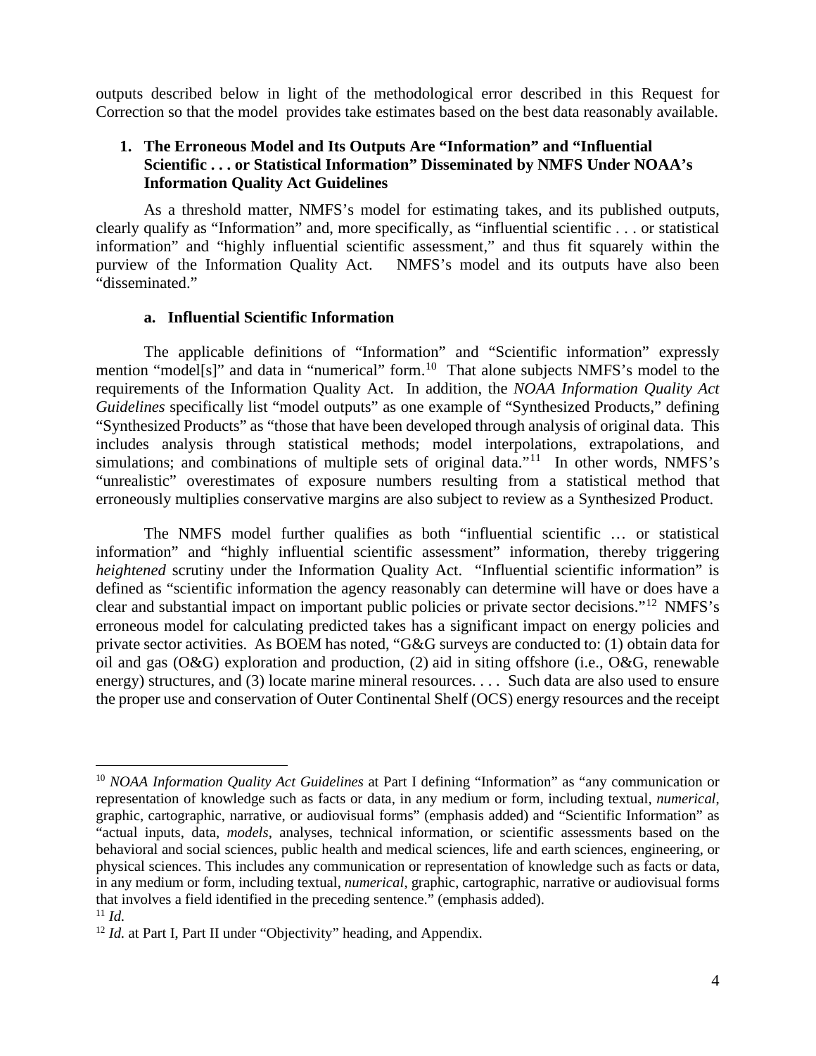outputs described below in light of the methodological error described in this Request for Correction so that the model provides take estimates based on the best data reasonably available.

### 1. The Erroneous Model and Its Outputs Are "Information" and "Influential Scientific . . . or Statistical Information" Disseminated by NMFS Under NOAA's Information Quality Act Guidelines

As a threshold matter, NMFS's model for estimating takes, and its published outputs, clearly qualify as "Information" and, more specifically, as "influential scientific . . . or statistical information" and "highly influential scientific assessment," and thus fit squarely within the purview of the Information Quality Act. NMFS's model and its outputs have also been "disseminated."

#### a. Influential Scientific Information

The applicable definitions of "Information" and "Scientific information" expressly mention "model[s]" and data in "numerical" form.[10] That alone subjects NMFS's model to the requirements of the Information Quality Act. In addition, the *NOAA Information Quality Act Guidelines* specifically list "model outputs" as one example of "Synthesized Products," defining "Synthesized Products" as "those that have been developed through analysis of original data. This includes analysis through statistical methods; model interpolations, extrapolations, and simulations; and combinations of multiple sets of original data."[11] In other words, NMFS's "unrealistic" overestimates of exposure numbers resulting from a statistical method that erroneously multiplies conservative margins are also subject to review as a Synthesized Product.

The NMFS model further qualifies as both "influential scientific … or statistical information" and "highly influential scientific assessment" information, thereby triggering *heightened* scrutiny under the Information Quality Act. "Influential scientific information" is defined as "scientific information the agency reasonably can determine will have or does have a clear and substantial impact on important public policies or private sector decisions."[12] NMFS's erroneous model for calculating predicted takes has a significant impact on energy policies and private sector activities. As BOEM has noted, "G&G surveys are conducted to: (1) obtain data for oil and gas (O&G) exploration and production, (2) aid in siting offshore (i.e., O&G, renewable energy) structures, and (3) locate marine mineral resources. . . . Such data are also used to ensure the proper use and conservation of Outer Continental Shelf (OCS) energy resources and the receipt

---

[10] *NOAA Information Quality Act Guidelines* at Part I defining "Information" as "any communication or representation of knowledge such as facts or data, in any medium or form, including textual, *numerical*, graphic, cartographic, narrative, or audiovisual forms" (emphasis added) and "Scientific Information" as "actual inputs, data, *models*, analyses, technical information, or scientific assessments based on the behavioral and social sciences, public health and medical sciences, life and earth sciences, engineering, or physical sciences. This includes any communication or representation of knowledge such as facts or data, in any medium or form, including textual, *numerical*, graphic, cartographic, narrative or audiovisual forms that involves a field identified in the preceding sentence." (emphasis added).

[11] *Id.*

[12] *Id.* at Part I, Part II under "Objectivity" heading, and Appendix.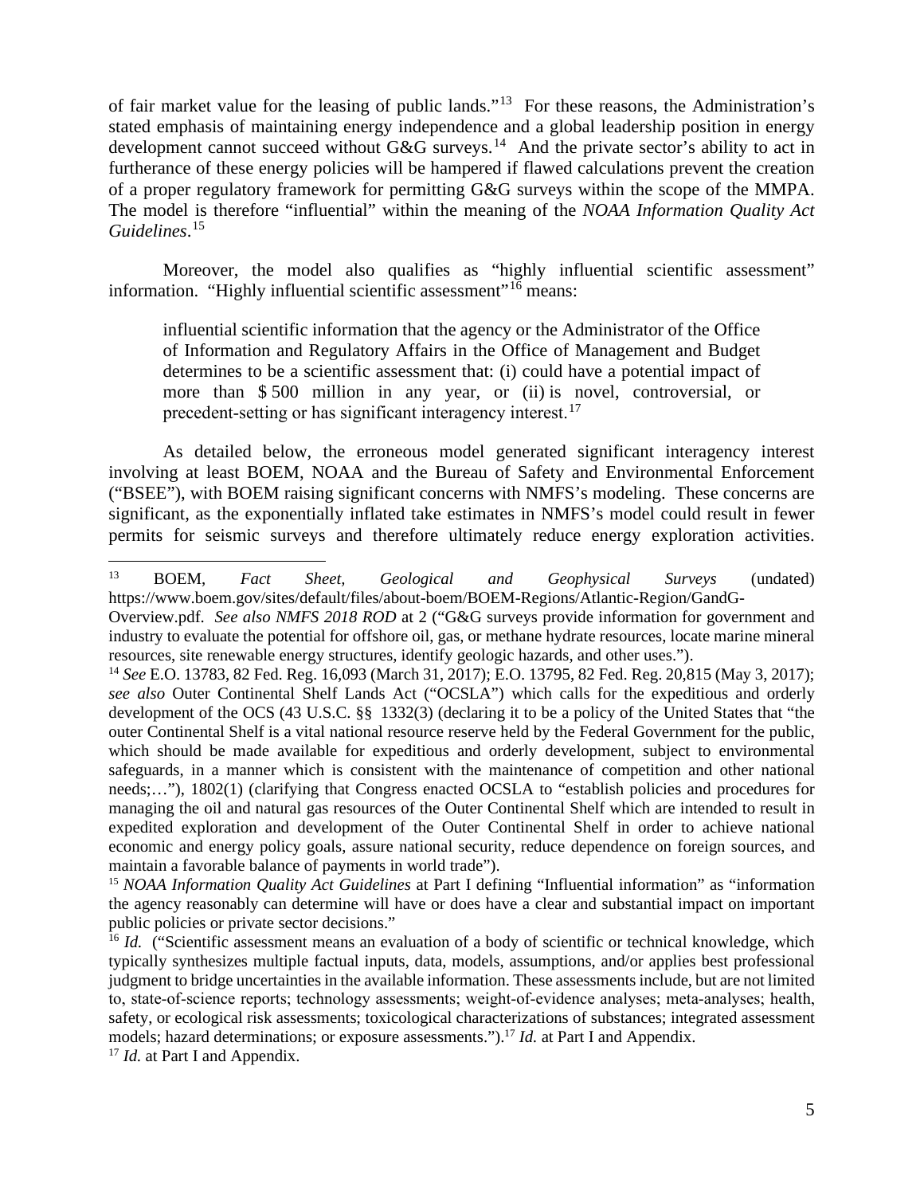of fair market value for the leasing of public lands."[13] For these reasons, the Administration's stated emphasis of maintaining energy independence and a global leadership position in energy development cannot succeed without G&G surveys.[14] And the private sector's ability to act in furtherance of these energy policies will be hampered if flawed calculations prevent the creation of a proper regulatory framework for permitting G&G surveys within the scope of the MMPA. The model is therefore "influential" within the meaning of the *NOAA Information Quality Act Guidelines*.[15]

Moreover, the model also qualifies as "highly influential scientific assessment" information. "Highly influential scientific assessment"[16] means:

> influential scientific information that the agency or the Administrator of the Office of Information and Regulatory Affairs in the Office of Management and Budget determines to be a scientific assessment that: (i) could have a potential impact of more than $ 500 million in any year, or (ii) is novel, controversial, or precedent-setting or has significant interagency interest.[17]

As detailed below, the erroneous model generated significant interagency interest involving at least BOEM, NOAA and the Bureau of Safety and Environmental Enforcement ("BSEE"), with BOEM raising significant concerns with NMFS's modeling. These concerns are significant, as the exponentially inflated take estimates in NMFS's model could result in fewer permits for seismic surveys and therefore ultimately reduce energy exploration activities.

---

[13] BOEM, *Fact Sheet, Geological and Geophysical Surveys* (undated) https://www.boem.gov/sites/default/files/about-boem/BOEM-Regions/Atlantic-Region/GandG-Overview.pdf. *See also NMFS 2018 ROD* at 2 ("G&G surveys provide information for government and industry to evaluate the potential for offshore oil, gas, or methane hydrate resources, locate marine mineral resources, site renewable energy structures, identify geologic hazards, and other uses.").

[14] *See* E.O. 13783, 82 Fed. Reg. 16,093 (March 31, 2017); E.O. 13795, 82 Fed. Reg. 20,815 (May 3, 2017); *see also* Outer Continental Shelf Lands Act ("OCSLA") which calls for the expeditious and orderly development of the OCS (43 U.S.C. §§ 1332(3) (declaring it to be a policy of the United States that "the outer Continental Shelf is a vital national resource reserve held by the Federal Government for the public, which should be made available for expeditious and orderly development, subject to environmental safeguards, in a manner which is consistent with the maintenance of competition and other national needs;…"), 1802(1) (clarifying that Congress enacted OCSLA to "establish policies and procedures for managing the oil and natural gas resources of the Outer Continental Shelf which are intended to result in expedited exploration and development of the Outer Continental Shelf in order to achieve national economic and energy policy goals, assure national security, reduce dependence on foreign sources, and maintain a favorable balance of payments in world trade").

[15] *NOAA Information Quality Act Guidelines* at Part I defining "Influential information" as "information the agency reasonably can determine will have or does have a clear and substantial impact on important public policies or private sector decisions."

[16] *Id.* ("Scientific assessment means an evaluation of a body of scientific or technical knowledge, which typically synthesizes multiple factual inputs, data, models, assumptions, and/or applies best professional judgment to bridge uncertainties in the available information. These assessments include, but are not limited to, state-of-science reports; technology assessments; weight-of-evidence analyses; meta-analyses; health, safety, or ecological risk assessments; toxicological characterizations of substances; integrated assessment models; hazard determinations; or exposure assessments.").[17] *Id.* at Part I and Appendix.

[17] *Id.* at Part I and Appendix.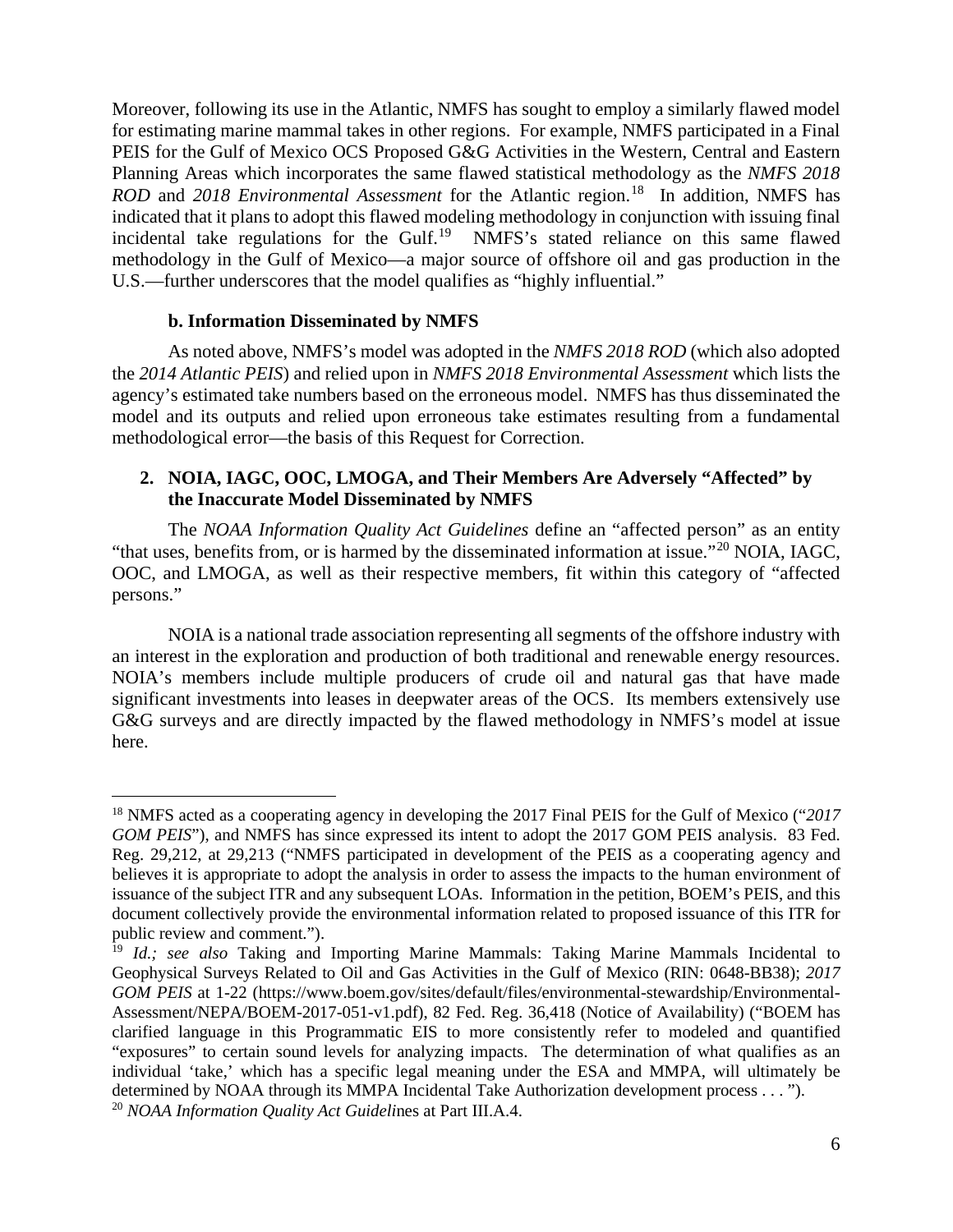Moreover, following its use in the Atlantic, NMFS has sought to employ a similarly flawed model for estimating marine mammal takes in other regions. For example, NMFS participated in a Final PEIS for the Gulf of Mexico OCS Proposed G&G Activities in the Western, Central and Eastern Planning Areas which incorporates the same flawed statistical methodology as the *NMFS 2018 ROD* and *2018 Environmental Assessment* for the Atlantic region.[18] In addition, NMFS has indicated that it plans to adopt this flawed modeling methodology in conjunction with issuing final incidental take regulations for the Gulf.[19] NMFS's stated reliance on this same flawed methodology in the Gulf of Mexico—a major source of offshore oil and gas production in the U.S.—further underscores that the model qualifies as "highly influential."

#### b. Information Disseminated by NMFS

As noted above, NMFS's model was adopted in the *NMFS 2018 ROD* (which also adopted the *2014 Atlantic PEIS*) and relied upon in *NMFS 2018 Environmental Assessment* which lists the agency's estimated take numbers based on the erroneous model. NMFS has thus disseminated the model and its outputs and relied upon erroneous take estimates resulting from a fundamental methodological error—the basis of this Request for Correction.

### 2. NOIA, IAGC, OOC, LMOGA, and Their Members Are Adversely "Affected" by the Inaccurate Model Disseminated by NMFS

The *NOAA Information Quality Act Guidelines* define an "affected person" as an entity "that uses, benefits from, or is harmed by the disseminated information at issue."[20] NOIA, IAGC, OOC, and LMOGA, as well as their respective members, fit within this category of "affected persons."

NOIA is a national trade association representing all segments of the offshore industry with an interest in the exploration and production of both traditional and renewable energy resources. NOIA's members include multiple producers of crude oil and natural gas that have made significant investments into leases in deepwater areas of the OCS. Its members extensively use G&G surveys and are directly impacted by the flawed methodology in NMFS's model at issue here.

---

[18] NMFS acted as a cooperating agency in developing the 2017 Final PEIS for the Gulf of Mexico ("*2017 GOM PEIS*"), and NMFS has since expressed its intent to adopt the 2017 GOM PEIS analysis. 83 Fed. Reg. 29,212, at 29,213 ("NMFS participated in development of the PEIS as a cooperating agency and believes it is appropriate to adopt the analysis in order to assess the impacts to the human environment of issuance of the subject ITR and any subsequent LOAs. Information in the petition, BOEM's PEIS, and this document collectively provide the environmental information related to proposed issuance of this ITR for public review and comment.").

[19] *Id.; see also* Taking and Importing Marine Mammals: Taking Marine Mammals Incidental to Geophysical Surveys Related to Oil and Gas Activities in the Gulf of Mexico (RIN: 0648-BB38); *2017 GOM PEIS* at 1-22 (https://www.boem.gov/sites/default/files/environmental-stewardship/Environmental-Assessment/NEPA/BOEM-2017-051-v1.pdf), 82 Fed. Reg. 36,418 (Notice of Availability) ("BOEM has clarified language in this Programmatic EIS to more consistently refer to modeled and quantified "exposures" to certain sound levels for analyzing impacts. The determination of what qualifies as an individual 'take,' which has a specific legal meaning under the ESA and MMPA, will ultimately be determined by NOAA through its MMPA Incidental Take Authorization development process . . . ").

[20] *NOAA Information Quality Act Guidelines* at Part III.A.4.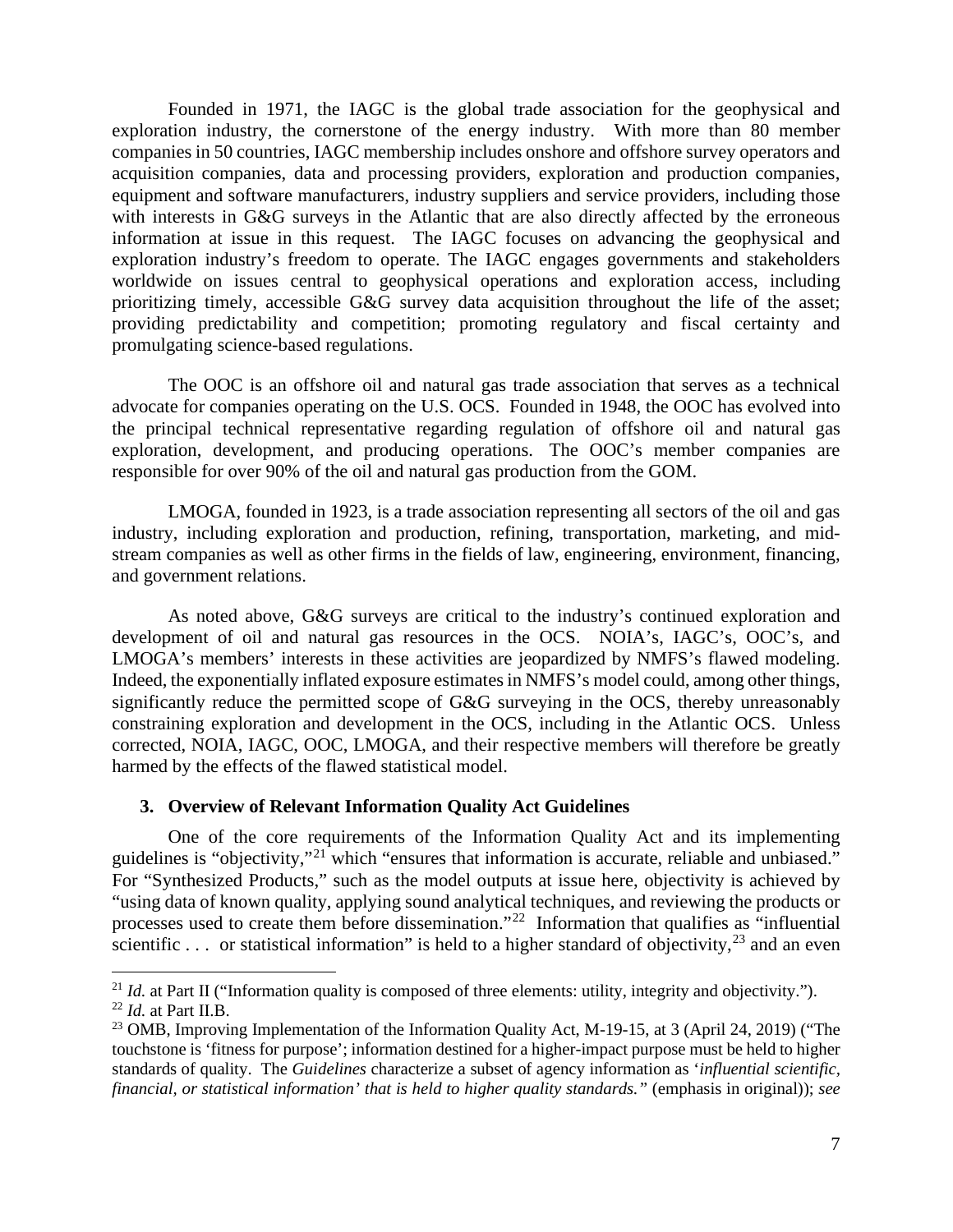Founded in 1971, the IAGC is the global trade association for the geophysical and exploration industry, the cornerstone of the energy industry. With more than 80 member companies in 50 countries, IAGC membership includes onshore and offshore survey operators and acquisition companies, data and processing providers, exploration and production companies, equipment and software manufacturers, industry suppliers and service providers, including those with interests in G&G surveys in the Atlantic that are also directly affected by the erroneous information at issue in this request. The IAGC focuses on advancing the geophysical and exploration industry's freedom to operate. The IAGC engages governments and stakeholders worldwide on issues central to geophysical operations and exploration access, including prioritizing timely, accessible G&G survey data acquisition throughout the life of the asset; providing predictability and competition; promoting regulatory and fiscal certainty and promulgating science-based regulations.

The OOC is an offshore oil and natural gas trade association that serves as a technical advocate for companies operating on the U.S. OCS. Founded in 1948, the OOC has evolved into the principal technical representative regarding regulation of offshore oil and natural gas exploration, development, and producing operations. The OOC's member companies are responsible for over 90% of the oil and natural gas production from the GOM.

LMOGA, founded in 1923, is a trade association representing all sectors of the oil and gas industry, including exploration and production, refining, transportation, marketing, and mid-stream companies as well as other firms in the fields of law, engineering, environment, financing, and government relations.

As noted above, G&G surveys are critical to the industry's continued exploration and development of oil and natural gas resources in the OCS. NOIA's, IAGC's, OOC's, and LMOGA's members' interests in these activities are jeopardized by NMFS's flawed modeling. Indeed, the exponentially inflated exposure estimates in NMFS's model could, among other things, significantly reduce the permitted scope of G&G surveying in the OCS, thereby unreasonably constraining exploration and development in the OCS, including in the Atlantic OCS. Unless corrected, NOIA, IAGC, OOC, LMOGA, and their respective members will therefore be greatly harmed by the effects of the flawed statistical model.

### 3. Overview of Relevant Information Quality Act Guidelines

One of the core requirements of the Information Quality Act and its implementing guidelines is "objectivity,"[21] which "ensures that information is accurate, reliable and unbiased." For "Synthesized Products," such as the model outputs at issue here, objectivity is achieved by "using data of known quality, applying sound analytical techniques, and reviewing the products or processes used to create them before dissemination."[22] Information that qualifies as "influential scientific . . . or statistical information" is held to a higher standard of objectivity,[23] and an even

---

[21] *Id.* at Part II ("Information quality is composed of three elements: utility, integrity and objectivity.").

[22] *Id.* at Part II.B.

[23] OMB, Improving Implementation of the Information Quality Act, M-19-15, at 3 (April 24, 2019) ("The touchstone is 'fitness for purpose'; information destined for a higher-impact purpose must be held to higher standards of quality. The *Guidelines* characterize a subset of agency information as '*influential scientific, financial, or statistical information' that is held to higher quality standards.*" (emphasis in original)); *see*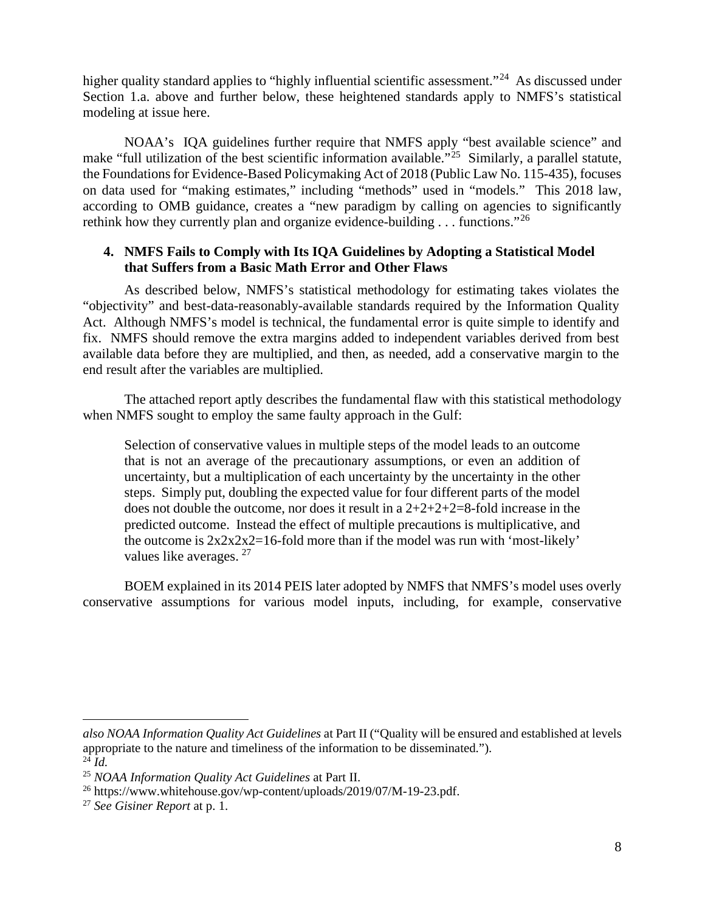higher quality standard applies to "highly influential scientific assessment."[24] As discussed under Section 1.a. above and further below, these heightened standards apply to NMFS's statistical modeling at issue here.

NOAA's IQA guidelines further require that NMFS apply "best available science" and make "full utilization of the best scientific information available."[25] Similarly, a parallel statute, the Foundations for Evidence-Based Policymaking Act of 2018 (Public Law No. 115-435), focuses on data used for "making estimates," including "methods" used in "models." This 2018 law, according to OMB guidance, creates a "new paradigm by calling on agencies to significantly rethink how they currently plan and organize evidence-building . . . functions."[26]

### 4. NMFS Fails to Comply with Its IQA Guidelines by Adopting a Statistical Model that Suffers from a Basic Math Error and Other Flaws

As described below, NMFS's statistical methodology for estimating takes violates the "objectivity" and best-data-reasonably-available standards required by the Information Quality Act. Although NMFS's model is technical, the fundamental error is quite simple to identify and fix. NMFS should remove the extra margins added to independent variables derived from best available data before they are multiplied, and then, as needed, add a conservative margin to the end result after the variables are multiplied.

The attached report aptly describes the fundamental flaw with this statistical methodology when NMFS sought to employ the same faulty approach in the Gulf:

> Selection of conservative values in multiple steps of the model leads to an outcome that is not an average of the precautionary assumptions, or even an addition of uncertainty, but a multiplication of each uncertainty by the uncertainty in the other steps. Simply put, doubling the expected value for four different parts of the model does not double the outcome, nor does it result in a 2+2+2+2=8-fold increase in the predicted outcome. Instead the effect of multiple precautions is multiplicative, and the outcome is 2x2x2x2=16-fold more than if the model was run with 'most-likely' values like averages. [27]

BOEM explained in its 2014 PEIS later adopted by NMFS that NMFS's model uses overly conservative assumptions for various model inputs, including, for example, conservative

---

*also NOAA Information Quality Act Guidelines* at Part II ("Quality will be ensured and established at levels appropriate to the nature and timeliness of the information to be disseminated.").

[24] *Id.*

[25] *NOAA Information Quality Act Guidelines* at Part II.

[26] https://www.whitehouse.gov/wp-content/uploads/2019/07/M-19-23.pdf.

[27] *See Gisiner Report* at p. 1.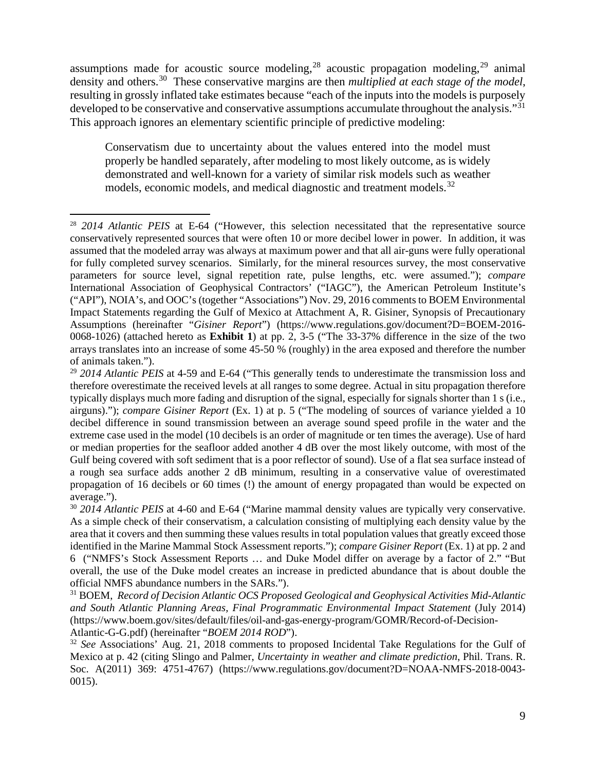assumptions made for acoustic source modeling,[28] acoustic propagation modeling,[29] animal density and others.[30] These conservative margins are then *multiplied at each stage of the model*, resulting in grossly inflated take estimates because "each of the inputs into the models is purposely developed to be conservative and conservative assumptions accumulate throughout the analysis."[31] This approach ignores an elementary scientific principle of predictive modeling:

> Conservatism due to uncertainty about the values entered into the model must properly be handled separately, after modeling to most likely outcome, as is widely demonstrated and well-known for a variety of similar risk models such as weather models, economic models, and medical diagnostic and treatment models.[32]

---

[28] *2014 Atlantic PEIS* at E-64 ("However, this selection necessitated that the representative source conservatively represented sources that were often 10 or more decibel lower in power. In addition, it was assumed that the modeled array was always at maximum power and that all air-guns were fully operational for fully completed survey scenarios. Similarly, for the mineral resources survey, the most conservative parameters for source level, signal repetition rate, pulse lengths, etc. were assumed."); *compare* International Association of Geophysical Contractors' ("IAGC"), the American Petroleum Institute's ("API"), NOIA's, and OOC's (together "Associations") Nov. 29, 2016 comments to BOEM Environmental Impact Statements regarding the Gulf of Mexico at Attachment A, R. Gisiner, Synopsis of Precautionary Assumptions (hereinafter "*Gisiner Report*") (https://www.regulations.gov/document?D=BOEM-2016-0068-1026) (attached hereto as **Exhibit 1**) at pp. 2, 3-5 ("The 33-37% difference in the size of the two arrays translates into an increase of some 45-50 % (roughly) in the area exposed and therefore the number of animals taken.").

[29] *2014 Atlantic PEIS* at 4-59 and E-64 ("This generally tends to underestimate the transmission loss and therefore overestimate the received levels at all ranges to some degree. Actual in situ propagation therefore typically displays much more fading and disruption of the signal, especially for signals shorter than 1 s (i.e., airguns)."); *compare Gisiner Report* (Ex. 1) at p. 5 ("The modeling of sources of variance yielded a 10 decibel difference in sound transmission between an average sound speed profile in the water and the extreme case used in the model (10 decibels is an order of magnitude or ten times the average). Use of hard or median properties for the seafloor added another 4 dB over the most likely outcome, with most of the Gulf being covered with soft sediment that is a poor reflector of sound). Use of a flat sea surface instead of a rough sea surface adds another 2 dB minimum, resulting in a conservative value of overestimated propagation of 16 decibels or 60 times (!) the amount of energy propagated than would be expected on average.").

[30] *2014 Atlantic PEIS* at 4-60 and E-64 ("Marine mammal density values are typically very conservative. As a simple check of their conservatism, a calculation consisting of multiplying each density value by the area that it covers and then summing these values results in total population values that greatly exceed those identified in the Marine Mammal Stock Assessment reports."); *compare Gisiner Report* (Ex. 1) at pp. 2 and 6 ("NMFS's Stock Assessment Reports … and Duke Model differ on average by a factor of 2." "But overall, the use of the Duke model creates an increase in predicted abundance that is about double the official NMFS abundance numbers in the SARs.").

[31] BOEM, *Record of Decision Atlantic OCS Proposed Geological and Geophysical Activities Mid-Atlantic and South Atlantic Planning Areas, Final Programmatic Environmental Impact Statement* (July 2014) (https://www.boem.gov/sites/default/files/oil-and-gas-energy-program/GOMR/Record-of-Decision-Atlantic-G-G.pdf) (hereinafter "*BOEM 2014 ROD*").

[32] *See* Associations' Aug. 21, 2018 comments to proposed Incidental Take Regulations for the Gulf of Mexico at p. 42 (citing Slingo and Palmer, *Uncertainty in weather and climate prediction*, Phil. Trans. R. Soc. A(2011) 369: 4751-4767) (https://www.regulations.gov/document?D=NOAA-NMFS-2018-0043-0015).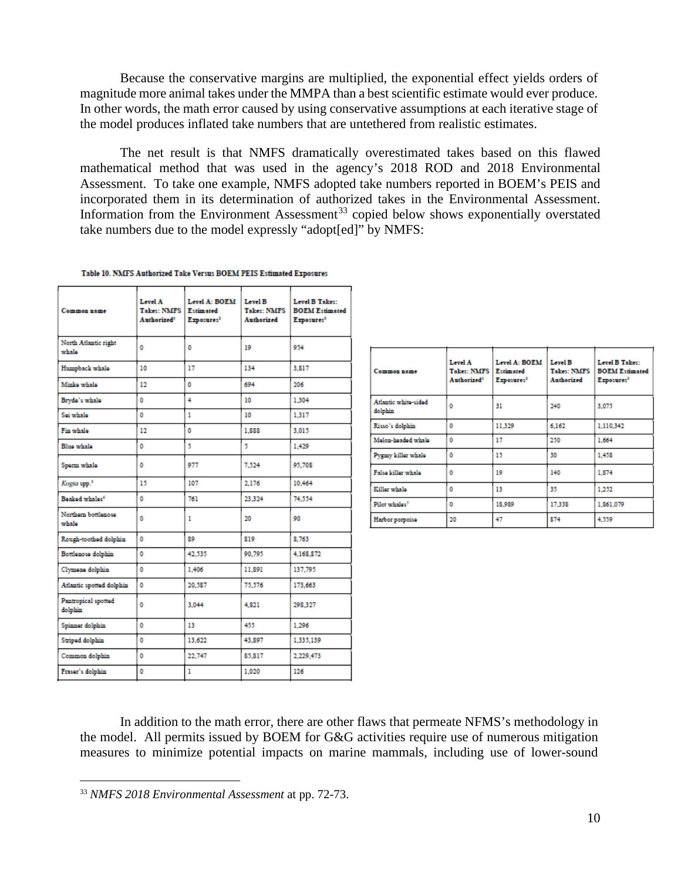Because the conservative margins are multiplied, the exponential effect yields orders of magnitude more animal takes under the MMPA than a best scientific estimate would ever produce. In other words, the math error caused by using conservative assumptions at each iterative stage of the model produces inflated take numbers that are untethered from realistic estimates.

The net result is that NMFS dramatically overestimated takes based on this flawed mathematical method that was used in the agency's 2018 ROD and 2018 Environmental Assessment. To take one example, NMFS adopted take numbers reported in BOEM's PEIS and incorporated them in its determination of authorized takes in the Environmental Assessment. Information from the Environment Assessment[33] copied below shows exponentially overstated take numbers due to the model expressly "adopt[ed]" by NMFS:

**Table 10. NMFS Authorized Take Versus BOEM PEIS Estimated Exposures**

| Common name | Level A Takes: NMFS Authorized[1] | Level A: BOEM Estimated Exposures[2] | Level B Takes: NMFS Authorized | Level B Takes: BOEM Estimated Exposures[3] |
|---|---|---|---|---|
| North Atlantic right whale | 0 | 0 | 19 | 954 |
| Humpback whale | 10 | 17 | 134 | 3,817 |
| Minke whale | 12 | 0 | 694 | 206 |
| Bryde's whale | 0 | 4 | 10 | 1,304 |
| Sei whale | 0 | 1 | 10 | 1,317 |
| Fin whale | 12 | 0 | 1,888 | 3,015 |
| Blue whale | 0 | 5 | 5 | 1,429 |
| Sperm whale | 0 | 977 | 7,524 | 95,708 |
| *Kogia* spp.[5] | 15 | 107 | 2,176 | 10,464 |
| Beaked whales[6] | 0 | 761 | 23,324 | 74,554 |
| Northern bottlenose whale | 0 | 1 | 20 | 90 |
| Rough-toothed dolphin | 0 | 89 | 819 | 8,763 |
| Bottlenose dolphin | 0 | 42,535 | 90,795 | 4,168,872 |
| Clymene dolphin | 0 | 1,406 | 11,891 | 137,795 |
| Atlantic spotted dolphin | 0 | 20,587 | 75,576 | 173,663 |
| Pantropical spotted dolphin | 0 | 3,044 | 4,821 | 298,327 |
| Spinner dolphin | 0 | 13 | 455 | 1,296 |
| Striped dolphin | 0 | 13,622 | 43,897 | 1,335,139 |
| Common dolphin | 0 | 22,747 | 85,817 | 2,229,473 |
| Fraser's dolphin | 0 | 1 | 1,020 | 126 |
| Atlantic white-sided dolphin | 0 | 31 | 240 | 3,075 |
| Risso's dolphin | 0 | 11,329 | 6,162 | 1,110,342 |
| Melon-headed whale | 0 | 17 | 250 | 1,664 |
| Pygmy killer whale | 0 | 15 | 30 | 1,458 |
| False killer whale | 0 | 19 | 140 | 1,874 |
| Killer whale | 0 | 13 | 35 | 1,252 |
| Pilot whales[7] | 0 | 18,989 | 17,338 | 1,861,079 |
| Harbor porpoise | 20 | 47 | 874 | 4,559 |

In addition to the math error, there are other flaws that permeate NFMS's methodology in the model. All permits issued by BOEM for G&G activities require use of numerous mitigation measures to minimize potential impacts on marine mammals, including use of lower-sound

[33] *NMFS 2018 Environmental Assessment* at pp. 72-73.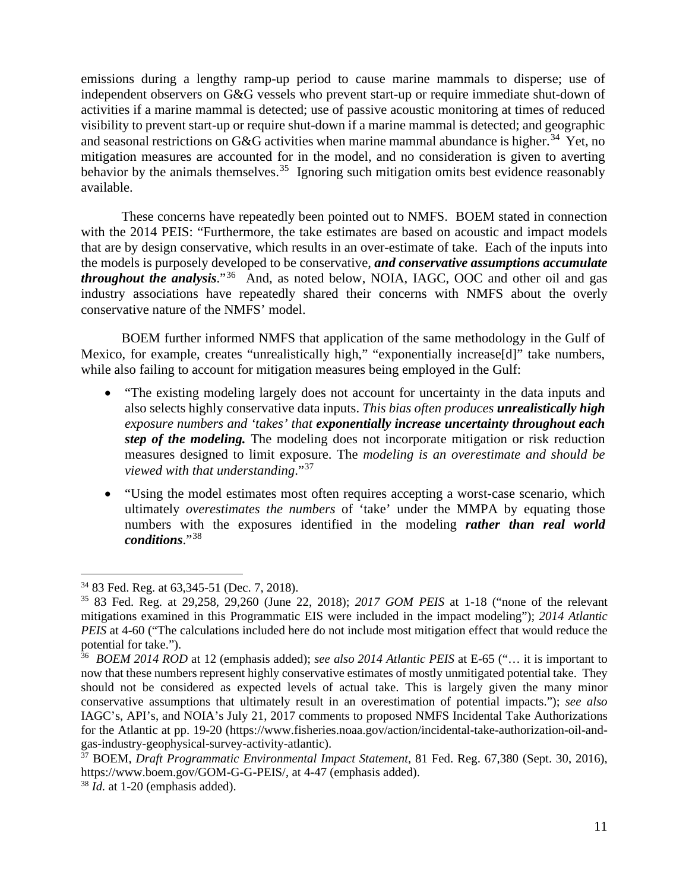emissions during a lengthy ramp-up period to cause marine mammals to disperse; use of independent observers on G&G vessels who prevent start-up or require immediate shut-down of activities if a marine mammal is detected; use of passive acoustic monitoring at times of reduced visibility to prevent start-up or require shut-down if a marine mammal is detected; and geographic and seasonal restrictions on G&G activities when marine mammal abundance is higher.[34] Yet, no mitigation measures are accounted for in the model, and no consideration is given to averting behavior by the animals themselves.[35] Ignoring such mitigation omits best evidence reasonably available.

These concerns have repeatedly been pointed out to NMFS. BOEM stated in connection with the 2014 PEIS: "Furthermore, the take estimates are based on acoustic and impact models that are by design conservative, which results in an over-estimate of take. Each of the inputs into the models is purposely developed to be conservative, ***and conservative assumptions accumulate throughout the analysis***."[36] And, as noted below, NOIA, IAGC, OOC and other oil and gas industry associations have repeatedly shared their concerns with NMFS about the overly conservative nature of the NMFS' model.

BOEM further informed NMFS that application of the same methodology in the Gulf of Mexico, for example, creates "unrealistically high," "exponentially increase[d]" take numbers, while also failing to account for mitigation measures being employed in the Gulf:

- "The existing modeling largely does not account for uncertainty in the data inputs and also selects highly conservative data inputs. *This bias often produces **unrealistically high** exposure numbers and 'takes' that **exponentially increase uncertainty throughout each step of the modeling.*** The modeling does not incorporate mitigation or risk reduction measures designed to limit exposure. The *modeling is an overestimate and should be viewed with that understanding*."[37]
- "Using the model estimates most often requires accepting a worst-case scenario, which ultimately *overestimates the numbers* of 'take' under the MMPA by equating those numbers with the exposures identified in the modeling ***rather than real world conditions***."[38]

---

[34] 83 Fed. Reg. at 63,345-51 (Dec. 7, 2018).

[35] 83 Fed. Reg. at 29,258, 29,260 (June 22, 2018); *2017 GOM PEIS* at 1-18 ("none of the relevant mitigations examined in this Programmatic EIS were included in the impact modeling"); *2014 Atlantic PEIS* at 4-60 ("The calculations included here do not include most mitigation effect that would reduce the potential for take.").

[36] *BOEM 2014 ROD* at 12 (emphasis added); *see also 2014 Atlantic PEIS* at E-65 ("… it is important to now that these numbers represent highly conservative estimates of mostly unmitigated potential take. They should not be considered as expected levels of actual take. This is largely given the many minor conservative assumptions that ultimately result in an overestimation of potential impacts."); *see also* IAGC's, API's, and NOIA's July 21, 2017 comments to proposed NMFS Incidental Take Authorizations for the Atlantic at pp. 19-20 (https://www.fisheries.noaa.gov/action/incidental-take-authorization-oil-and-gas-industry-geophysical-survey-activity-atlantic).

[37] BOEM, *Draft Programmatic Environmental Impact Statement*, 81 Fed. Reg. 67,380 (Sept. 30, 2016), https://www.boem.gov/GOM-G-G-PEIS/, at 4-47 (emphasis added).

[38] *Id.* at 1-20 (emphasis added).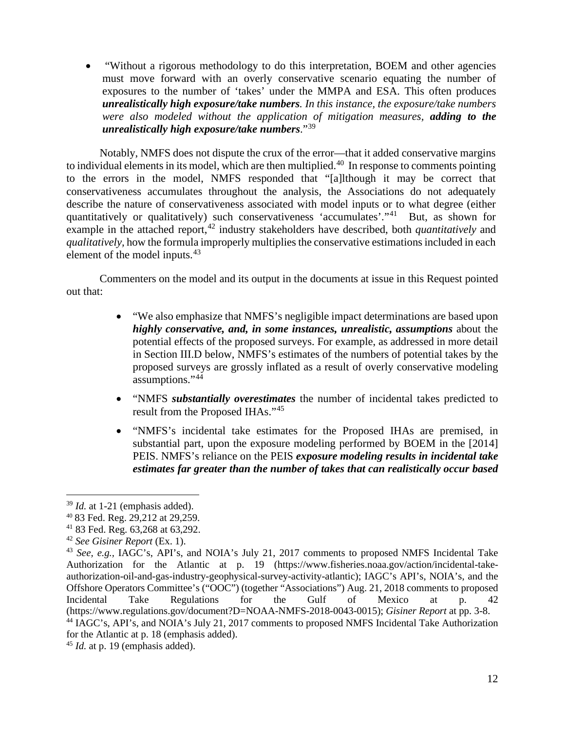- "Without a rigorous methodology to do this interpretation, BOEM and other agencies must move forward with an overly conservative scenario equating the number of exposures to the number of 'takes' under the MMPA and ESA. This often produces ***unrealistically high exposure/take numbers****. In this instance, the exposure/take numbers were also modeled without the application of mitigation measures,* ***adding to the unrealistically high exposure/take numbers***."[39]

Notably, NMFS does not dispute the crux of the error—that it added conservative margins to individual elements in its model, which are then multiplied.[40] In response to comments pointing to the errors in the model, NMFS responded that "[a]lthough it may be correct that conservativeness accumulates throughout the analysis, the Associations do not adequately describe the nature of conservativeness associated with model inputs or to what degree (either quantitatively or qualitatively) such conservativeness 'accumulates'."[41] But, as shown for example in the attached report,[42] industry stakeholders have described, both *quantitatively* and *qualitatively,* how the formula improperly multiplies the conservative estimations included in each element of the model inputs.[43]

Commenters on the model and its output in the documents at issue in this Request pointed out that:

- "We also emphasize that NMFS's negligible impact determinations are based upon ***highly conservative, and, in some instances, unrealistic, assumptions*** about the potential effects of the proposed surveys. For example, as addressed in more detail in Section III.D below, NMFS's estimates of the numbers of potential takes by the proposed surveys are grossly inflated as a result of overly conservative modeling assumptions."[44]
- "NMFS ***substantially overestimates*** the number of incidental takes predicted to result from the Proposed IHAs."[45]
- "NMFS's incidental take estimates for the Proposed IHAs are premised, in substantial part, upon the exposure modeling performed by BOEM in the [2014] PEIS. NMFS's reliance on the PEIS ***exposure modeling results in incidental take estimates far greater than the number of takes that can realistically occur based***

---

[39] *Id.* at 1-21 (emphasis added).

[40] 83 Fed. Reg. 29,212 at 29,259.

[41] 83 Fed. Reg. 63,268 at 63,292.

[42] *See Gisiner Report* (Ex. 1).

[43] *See, e.g.,* IAGC's, API's, and NOIA's July 21, 2017 comments to proposed NMFS Incidental Take Authorization for the Atlantic at p. 19 (https://www.fisheries.noaa.gov/action/incidental-take-authorization-oil-and-gas-industry-geophysical-survey-activity-atlantic); IAGC's API's, NOIA's, and the Offshore Operators Committee's ("OOC") (together "Associations") Aug. 21, 2018 comments to proposed Incidental Take Regulations for the Gulf of Mexico at p. 42 (https://www.regulations.gov/document?D=NOAA-NMFS-2018-0043-0015); *Gisiner Report* at pp. 3-8.

[44] IAGC's, API's, and NOIA's July 21, 2017 comments to proposed NMFS Incidental Take Authorization for the Atlantic at p. 18 (emphasis added).

[45] *Id.* at p. 19 (emphasis added).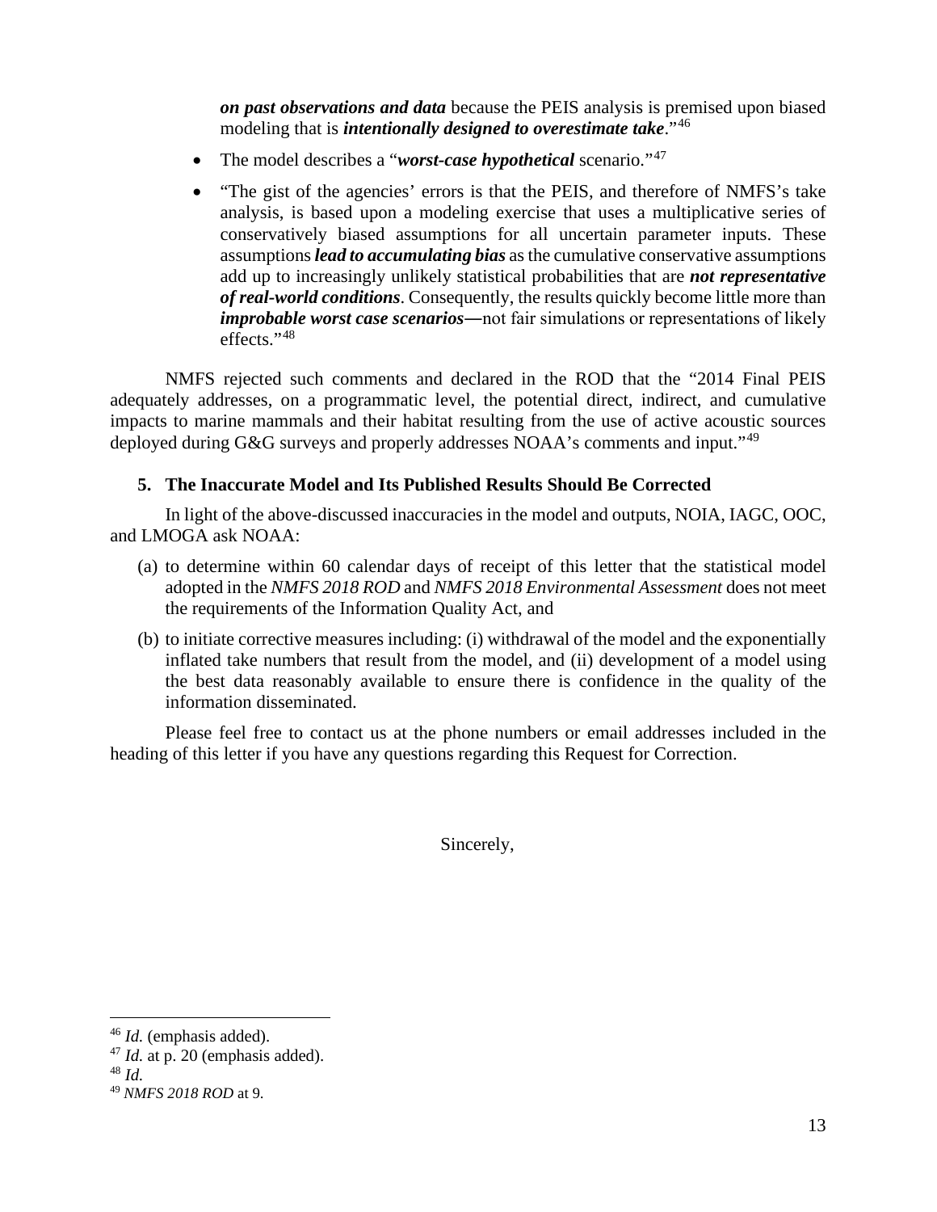***on past observations and data*** because the PEIS analysis is premised upon biased modeling that is ***intentionally designed to overestimate take***."[46]

- The model describes a "***worst-case hypothetical*** scenario."[47]
- "The gist of the agencies' errors is that the PEIS, and therefore of NMFS's take analysis, is based upon a modeling exercise that uses a multiplicative series of conservatively biased assumptions for all uncertain parameter inputs. These assumptions ***lead to accumulating bias*** as the cumulative conservative assumptions add up to increasingly unlikely statistical probabilities that are ***not representative of real-world conditions***. Consequently, the results quickly become little more than ***improbable worst case scenarios*****—**not fair simulations or representations of likely effects."[48]

NMFS rejected such comments and declared in the ROD that the "2014 Final PEIS adequately addresses, on a programmatic level, the potential direct, indirect, and cumulative impacts to marine mammals and their habitat resulting from the use of active acoustic sources deployed during G&G surveys and properly addresses NOAA's comments and input."[49]

### 5. The Inaccurate Model and Its Published Results Should Be Corrected

In light of the above-discussed inaccuracies in the model and outputs, NOIA, IAGC, OOC, and LMOGA ask NOAA:

(a) to determine within 60 calendar days of receipt of this letter that the statistical model adopted in the *NMFS 2018 ROD* and *NMFS 2018 Environmental Assessment* does not meet the requirements of the Information Quality Act, and

(b) to initiate corrective measures including: (i) withdrawal of the model and the exponentially inflated take numbers that result from the model, and (ii) development of a model using the best data reasonably available to ensure there is confidence in the quality of the information disseminated.

Please feel free to contact us at the phone numbers or email addresses included in the heading of this letter if you have any questions regarding this Request for Correction.

Sincerely,

---

[46] *Id.* (emphasis added).

[47] *Id.* at p. 20 (emphasis added).

[48] *Id.*

[49] *NMFS 2018 ROD* at 9.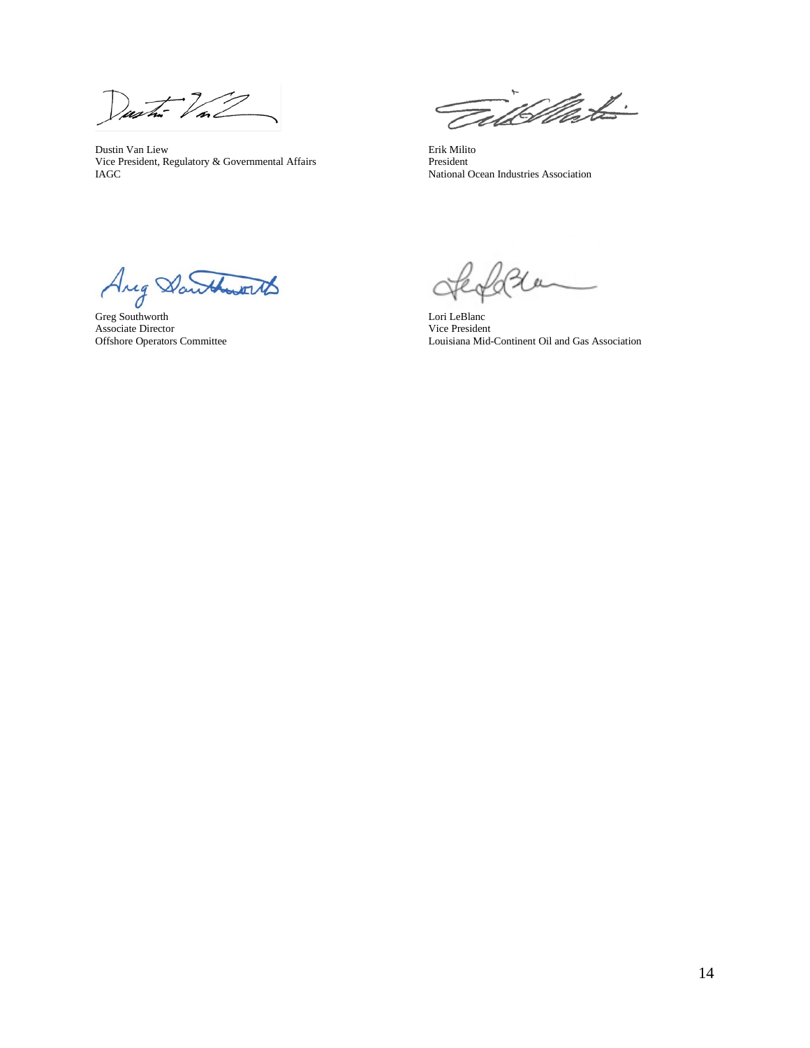Dustin Van Liew
Vice President, Regulatory & Governmental Affairs
IAGC

Erik Milito
President
National Ocean Industries Association

Greg Southworth
Associate Director
Offshore Operators Committee

Lori LeBlanc
Vice President
Louisiana Mid-Continent Oil and Gas Association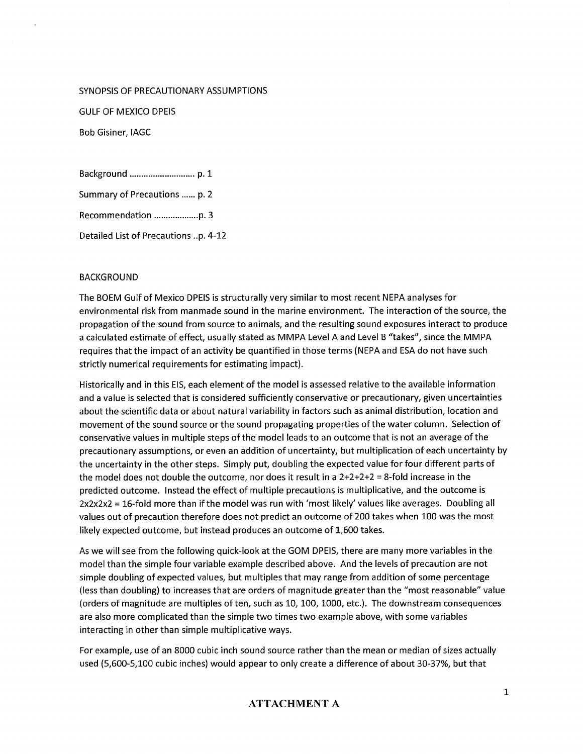SYNOPSIS OF PRECAUTIONARY ASSUMPTIONS

GULF OF MEXICO DPEIS

Bob Gisiner, IAGC

Background ............................ p. 1

Summary of Precautions ...... p. 2

Recommendation ...................p. 3

Detailed List of Precautions ..p. 4-12

## BACKGROUND

The BOEM Gulf of Mexico DPEIS is structurally very similar to most recent NEPA analyses for environmental risk from manmade sound in the marine environment. The interaction of the source, the propagation of the sound from source to animals, and the resulting sound exposures interact to produce a calculated estimate of effect, usually stated as MMPA Level A and Level B "takes", since the MMPA requires that the impact of an activity be quantified in those terms (NEPA and ESA do not have such strictly numerical requirements for estimating impact).

Historically and in this EIS, each element of the model is assessed relative to the available information and a value is selected that is considered sufficiently conservative or precautionary, given uncertainties about the scientific data or about natural variability in factors such as animal distribution, location and movement of the sound source or the sound propagating properties of the water column. Selection of conservative values in multiple steps of the model leads to an outcome that is not an average of the precautionary assumptions, or even an addition of uncertainty, but multiplication of each uncertainty by the uncertainty in the other steps. Simply put, doubling the expected value for four different parts of the model does not double the outcome, nor does it result in a 2+2+2+2 = 8-fold increase in the predicted outcome. Instead the effect of multiple precautions is multiplicative, and the outcome is 2x2x2x2 = 16-fold more than if the model was run with 'most likely' values like averages. Doubling all values out of precaution therefore does not predict an outcome of 200 takes when 100 was the most likely expected outcome, but instead produces an outcome of 1,600 takes.

As we will see from the following quick-look at the GOM DPEIS, there are many more variables in the model than the simple four variable example described above. And the levels of precaution are not simple doubling of expected values, but multiples that may range from addition of some percentage (less than doubling) to increases that are orders of magnitude greater than the "most reasonable" value (orders of magnitude are multiples of ten, such as 10, 100, 1000, etc.). The downstream consequences are also more complicated than the simple two times two example above, with some variables interacting in other than simple multiplicative ways.

For example, use of an 8000 cubic inch sound source rather than the mean or median of sizes actually used (5,600-5,100 cubic inches) would appear to only create a difference of about 30-37%, but that

**ATTACHMENT A**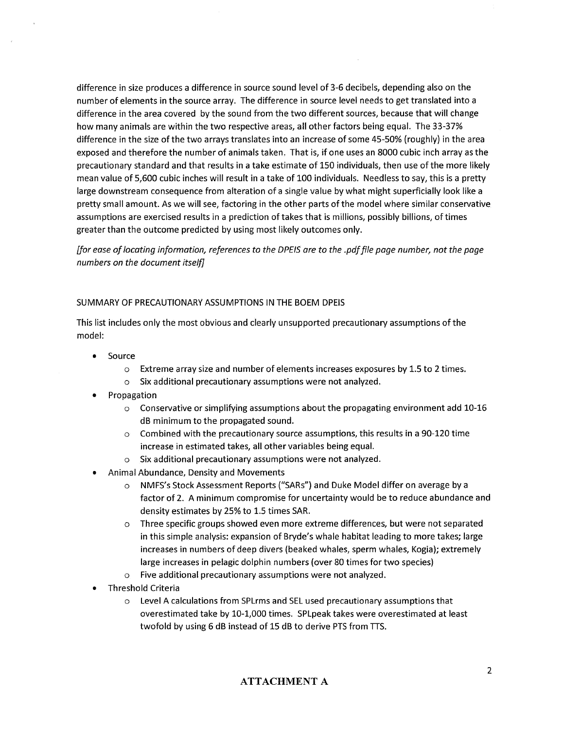difference in size produces a difference in source sound level of 3-6 decibels, depending also on the number of elements in the source array. The difference in source level needs to get translated into a difference in the area covered by the sound from the two different sources, because that will change how many animals are within the two respective areas, all other factors being equal. The 33-37% difference in the size of the two arrays translates into an increase of some 45-50% (roughly) in the area exposed and therefore the number of animals taken. That is, if one uses an 8000 cubic inch array as the precautionary standard and that results in a take estimate of 150 individuals, then use of the more likely mean value of 5,600 cubic inches will result in a take of 100 individuals. Needless to say, this is a pretty large downstream consequence from alteration of a single value by what might superficially look like a pretty small amount. As we will see, factoring in the other parts of the model where similar conservative assumptions are exercised results in a prediction of takes that is millions, possibly billions, of times greater than the outcome predicted by using most likely outcomes only.

*[for ease of locating information, references to the DPEIS are to the .pdf file page number, not the page numbers on the document itself]*

SUMMARY OF PRECAUTIONARY ASSUMPTIONS IN THE BOEM DPEIS

This list includes only the most obvious and clearly unsupported precautionary assumptions of the model:

- Source
  - Extreme array size and number of elements increases exposures by 1.5 to 2 times.
  - Six additional precautionary assumptions were not analyzed.
- Propagation
  - Conservative or simplifying assumptions about the propagating environment add 10-16 dB minimum to the propagated sound.
  - Combined with the precautionary source assumptions, this results in a 90-120 time increase in estimated takes, all other variables being equal.
  - Six additional precautionary assumptions were not analyzed.
- Animal Abundance, Density and Movements
  - NMFS's Stock Assessment Reports ("SARs") and Duke Model differ on average by a factor of 2. A minimum compromise for uncertainty would be to reduce abundance and density estimates by 25% to 1.5 times SAR.
  - Three specific groups showed even more extreme differences, but were not separated in this simple analysis: expansion of Bryde's whale habitat leading to more takes; large increases in numbers of deep divers (beaked whales, sperm whales, Kogia); extremely large increases in pelagic dolphin numbers (over 80 times for two species)
  - Five additional precautionary assumptions were not analyzed.
- Threshold Criteria
  - Level A calculations from SPLrms and SEL used precautionary assumptions that overestimated take by 10-1,000 times. SPLpeak takes were overestimated at least twofold by using 6 dB instead of 15 dB to derive PTS from TTS.

**ATTACHMENT A**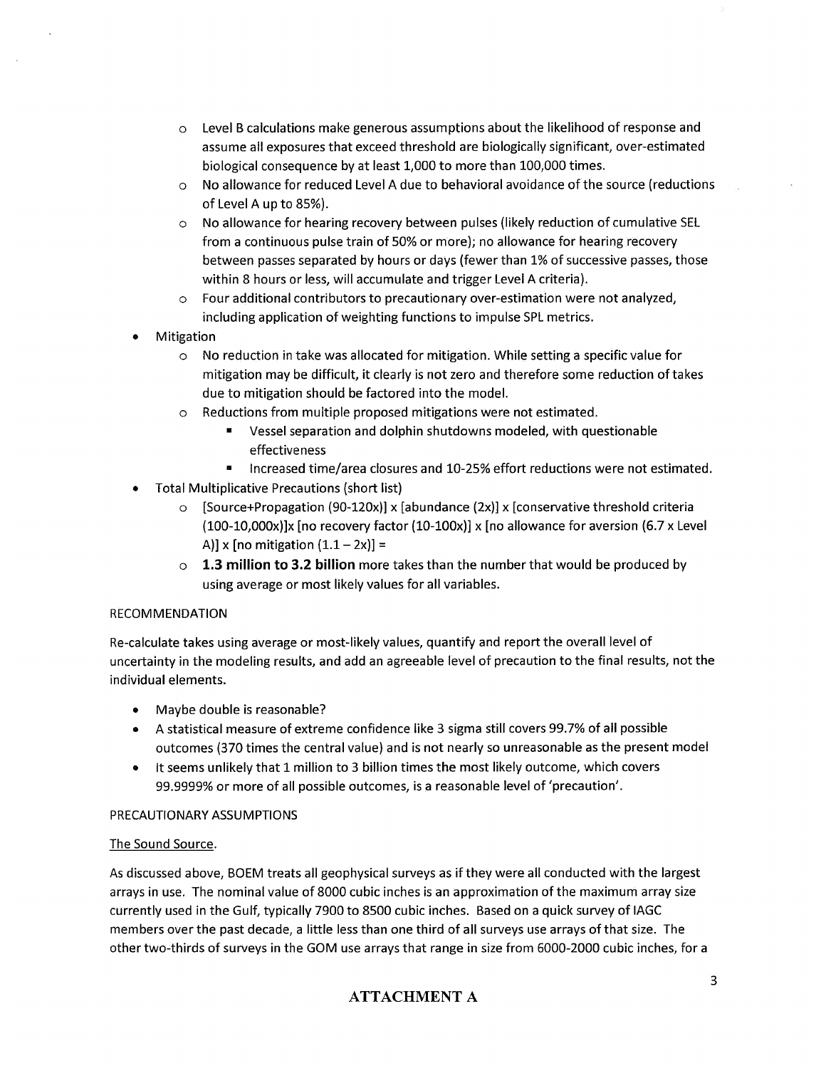- Level B calculations make generous assumptions about the likelihood of response and assume all exposures that exceed threshold are biologically significant, over-estimated biological consequence by at least 1,000 to more than 100,000 times.
  - No allowance for reduced Level A due to behavioral avoidance of the source (reductions of Level A up to 85%).
  - No allowance for hearing recovery between pulses (likely reduction of cumulative SEL from a continuous pulse train of 50% or more); no allowance for hearing recovery between passes separated by hours or days (fewer than 1% of successive passes, those within 8 hours or less, will accumulate and trigger Level A criteria).
  - Four additional contributors to precautionary over-estimation were not analyzed, including application of weighting functions to impulse SPL metrics.
- Mitigation
  - No reduction in take was allocated for mitigation. While setting a specific value for mitigation may be difficult, it clearly is not zero and therefore some reduction of takes due to mitigation should be factored into the model.
  - Reductions from multiple proposed mitigations were not estimated.
    - Vessel separation and dolphin shutdowns modeled, with questionable effectiveness
    - Increased time/area closures and 10-25% effort reductions were not estimated.
- Total Multiplicative Precautions (short list)
  - [Source+Propagation (90-120x)] x [abundance (2x)] x [conservative threshold criteria (100-10,000x)]x [no recovery factor (10-100x)] x [no allowance for aversion (6.7 x Level A)] x [no mitigation (1.1 – 2x)] =
  - **1.3 million to 3.2 billion** more takes than the number that would be produced by using average or most likely values for all variables.

RECOMMENDATION

Re-calculate takes using average or most-likely values, quantify and report the overall level of uncertainty in the modeling results, and add an agreeable level of precaution to the final results, not the individual elements.

- Maybe double is reasonable?
- A statistical measure of extreme confidence like 3 sigma still covers 99.7% of all possible outcomes (370 times the central value) and is not nearly so unreasonable as the present model
- It seems unlikely that 1 million to 3 billion times the most likely outcome, which covers 99.9999% or more of all possible outcomes, is a reasonable level of 'precaution'.

PRECAUTIONARY ASSUMPTIONS

The Sound Source.

As discussed above, BOEM treats all geophysical surveys as if they were all conducted with the largest arrays in use. The nominal value of 8000 cubic inches is an approximation of the maximum array size currently used in the Gulf, typically 7900 to 8500 cubic inches. Based on a quick survey of IAGC members over the past decade, a little less than one third of all surveys use arrays of that size. The other two-thirds of surveys in the GOM use arrays that range in size from 6000-2000 cubic inches, for a

**ATTACHMENT A**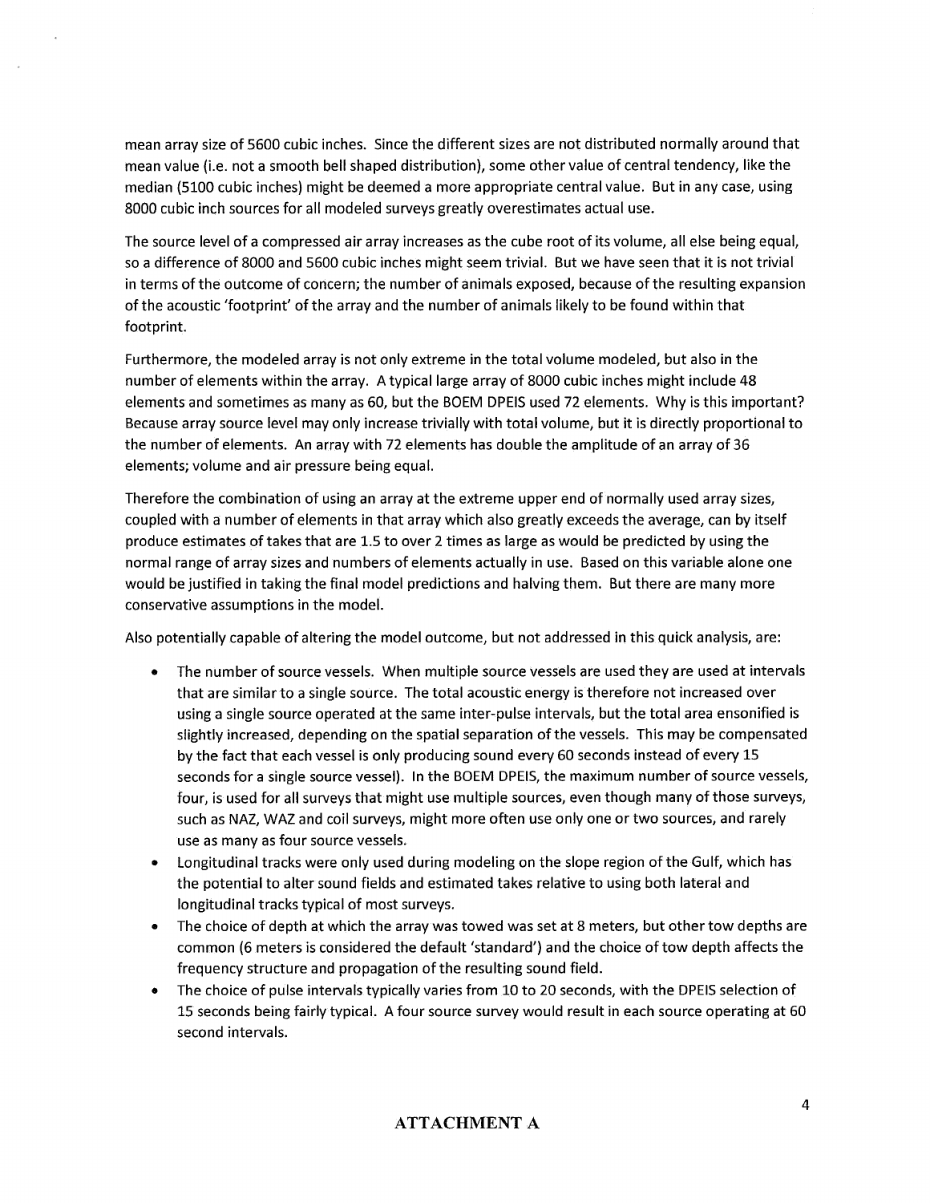mean array size of 5600 cubic inches. Since the different sizes are not distributed normally around that mean value (i.e. not a smooth bell shaped distribution), some other value of central tendency, like the median (5100 cubic inches) might be deemed a more appropriate central value. But in any case, using 8000 cubic inch sources for all modeled surveys greatly overestimates actual use.

The source level of a compressed air array increases as the cube root of its volume, all else being equal, so a difference of 8000 and 5600 cubic inches might seem trivial. But we have seen that it is not trivial in terms of the outcome of concern; the number of animals exposed, because of the resulting expansion of the acoustic 'footprint' of the array and the number of animals likely to be found within that footprint.

Furthermore, the modeled array is not only extreme in the total volume modeled, but also in the number of elements within the array. A typical large array of 8000 cubic inches might include 48 elements and sometimes as many as 60, but the BOEM DPEIS used 72 elements. Why is this important? Because array source level may only increase trivially with total volume, but it is directly proportional to the number of elements. An array with 72 elements has double the amplitude of an array of 36 elements; volume and air pressure being equal.

Therefore the combination of using an array at the extreme upper end of normally used array sizes, coupled with a number of elements in that array which also greatly exceeds the average, can by itself produce estimates of takes that are 1.5 to over 2 times as large as would be predicted by using the normal range of array sizes and numbers of elements actually in use. Based on this variable alone one would be justified in taking the final model predictions and halving them. But there are many more conservative assumptions in the model.

Also potentially capable of altering the model outcome, but not addressed in this quick analysis, are:

- The number of source vessels. When multiple source vessels are used they are used at intervals that are similar to a single source. The total acoustic energy is therefore not increased over using a single source operated at the same inter-pulse intervals, but the total area ensonified is slightly increased, depending on the spatial separation of the vessels. This may be compensated by the fact that each vessel is only producing sound every 60 seconds instead of every 15 seconds for a single source vessel). In the BOEM DPEIS, the maximum number of source vessels, four, is used for all surveys that might use multiple sources, even though many of those surveys, such as NAZ, WAZ and coil surveys, might more often use only one or two sources, and rarely use as many as four source vessels.
- Longitudinal tracks were only used during modeling on the slope region of the Gulf, which has the potential to alter sound fields and estimated takes relative to using both lateral and longitudinal tracks typical of most surveys.
- The choice of depth at which the array was towed was set at 8 meters, but other tow depths are common (6 meters is considered the default 'standard') and the choice of tow depth affects the frequency structure and propagation of the resulting sound field.
- The choice of pulse intervals typically varies from 10 to 20 seconds, with the DPEIS selection of 15 seconds being fairly typical. A four source survey would result in each source operating at 60 second intervals.

**ATTACHMENT A**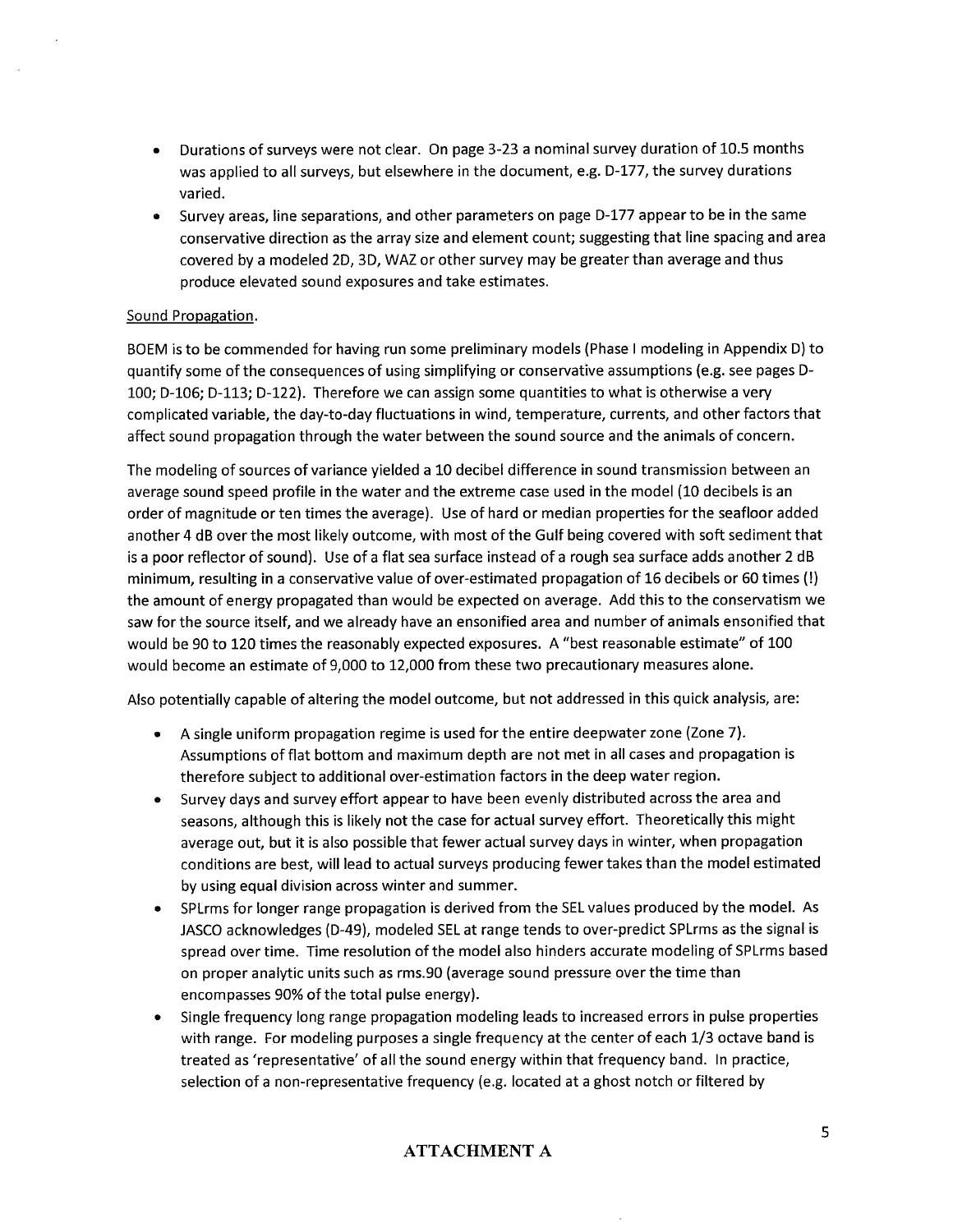- Durations of surveys were not clear. On page 3-23 a nominal survey duration of 10.5 months was applied to all surveys, but elsewhere in the document, e.g. D-177, the survey durations varied.
- Survey areas, line separations, and other parameters on page D-177 appear to be in the same conservative direction as the array size and element count; suggesting that line spacing and area covered by a modeled 2D, 3D, WAZ or other survey may be greater than average and thus produce elevated sound exposures and take estimates.

<u>Sound Propagation</u>.

BOEM is to be commended for having run some preliminary models (Phase I modeling in Appendix D) to quantify some of the consequences of using simplifying or conservative assumptions (e.g. see pages D-100; D-106; D-113; D-122). Therefore we can assign some quantities to what is otherwise a very complicated variable, the day-to-day fluctuations in wind, temperature, currents, and other factors that affect sound propagation through the water between the sound source and the animals of concern.

The modeling of sources of variance yielded a 10 decibel difference in sound transmission between an average sound speed profile in the water and the extreme case used in the model (10 decibels is an order of magnitude or ten times the average). Use of hard or median properties for the seafloor added another 4 dB over the most likely outcome, with most of the Gulf being covered with soft sediment that is a poor reflector of sound). Use of a flat sea surface instead of a rough sea surface adds another 2 dB minimum, resulting in a conservative value of over-estimated propagation of 16 decibels or 60 times (!) the amount of energy propagated than would be expected on average. Add this to the conservatism we saw for the source itself, and we already have an ensonified area and number of animals ensonified that would be 90 to 120 times the reasonably expected exposures. A "best reasonable estimate" of 100 would become an estimate of 9,000 to 12,000 from these two precautionary measures alone.

Also potentially capable of altering the model outcome, but not addressed in this quick analysis, are:

- A single uniform propagation regime is used for the entire deepwater zone (Zone 7). Assumptions of flat bottom and maximum depth are not met in all cases and propagation is therefore subject to additional over-estimation factors in the deep water region.
- Survey days and survey effort appear to have been evenly distributed across the area and seasons, although this is likely not the case for actual survey effort. Theoretically this might average out, but it is also possible that fewer actual survey days in winter, when propagation conditions are best, will lead to actual surveys producing fewer takes than the model estimated by using equal division across winter and summer.
- SPLrms for longer range propagation is derived from the SEL values produced by the model. As JASCO acknowledges (D-49), modeled SEL at range tends to over-predict SPLrms as the signal is spread over time. Time resolution of the model also hinders accurate modeling of SPLrms based on proper analytic units such as rms.90 (average sound pressure over the time than encompasses 90% of the total pulse energy).
- Single frequency long range propagation modeling leads to increased errors in pulse properties with range. For modeling purposes a single frequency at the center of each 1/3 octave band is treated as 'representative' of all the sound energy within that frequency band. In practice, selection of a non-representative frequency (e.g. located at a ghost notch or filtered by

**ATTACHMENT A**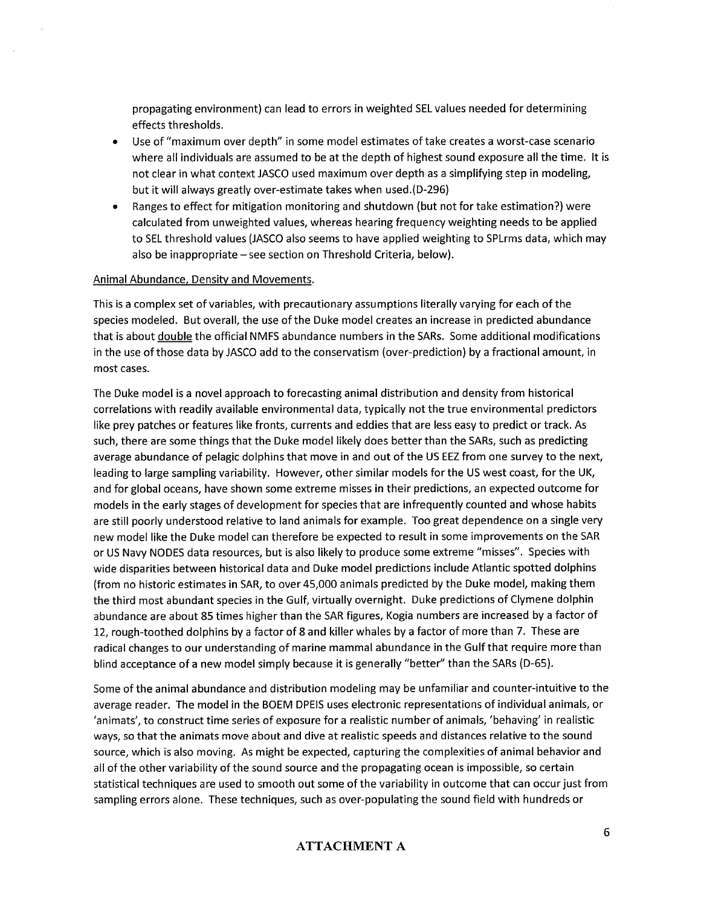propagating environment) can lead to errors in weighted SEL values needed for determining effects thresholds.

- Use of "maximum over depth" in some model estimates of take creates a worst-case scenario where all individuals are assumed to be at the depth of highest sound exposure all the time. It is not clear in what context JASCO used maximum over depth as a simplifying step in modeling, but it will always greatly over-estimate takes when used.(D-296)
- Ranges to effect for mitigation monitoring and shutdown (but not for take estimation?) were calculated from unweighted values, whereas hearing frequency weighting needs to be applied to SEL threshold values (JASCO also seems to have applied weighting to SPLrms data, which may also be inappropriate – see section on Threshold Criteria, below).

Animal Abundance, Density and Movements.

This is a complex set of variables, with precautionary assumptions literally varying for each of the species modeled. But overall, the use of the Duke model creates an increase in predicted abundance that is about double the official NMFS abundance numbers in the SARs. Some additional modifications in the use of those data by JASCO add to the conservatism (over-prediction) by a fractional amount, in most cases.

The Duke model is a novel approach to forecasting animal distribution and density from historical correlations with readily available environmental data, typically not the true environmental predictors like prey patches or features like fronts, currents and eddies that are less easy to predict or track. As such, there are some things that the Duke model likely does better than the SARs, such as predicting average abundance of pelagic dolphins that move in and out of the US EEZ from one survey to the next, leading to large sampling variability. However, other similar models for the US west coast, for the UK, and for global oceans, have shown some extreme misses in their predictions, an expected outcome for models in the early stages of development for species that are infrequently counted and whose habits are still poorly understood relative to land animals for example. Too great dependence on a single very new model like the Duke model can therefore be expected to result in some improvements on the SAR or US Navy NODES data resources, but is also likely to produce some extreme "misses". Species with wide disparities between historical data and Duke model predictions include Atlantic spotted dolphins (from no historic estimates in SAR, to over 45,000 animals predicted by the Duke model, making them the third most abundant species in the Gulf, virtually overnight. Duke predictions of Clymene dolphin abundance are about 85 times higher than the SAR figures, Kogia numbers are increased by a factor of 12, rough-toothed dolphins by a factor of 8 and killer whales by a factor of more than 7. These are radical changes to our understanding of marine mammal abundance in the Gulf that require more than blind acceptance of a new model simply because it is generally "better" than the SARs (D-65).

Some of the animal abundance and distribution modeling may be unfamiliar and counter-intuitive to the average reader. The model in the BOEM DPEIS uses electronic representations of individual animals, or 'animats', to construct time series of exposure for a realistic number of animals, 'behaving' in realistic ways, so that the animats move about and dive at realistic speeds and distances relative to the sound source, which is also moving. As might be expected, capturing the complexities of animal behavior and all of the other variability of the sound source and the propagating ocean is impossible, so certain statistical techniques are used to smooth out some of the variability in outcome that can occur just from sampling errors alone. These techniques, such as over-populating the sound field with hundreds or

**ATTACHMENT A**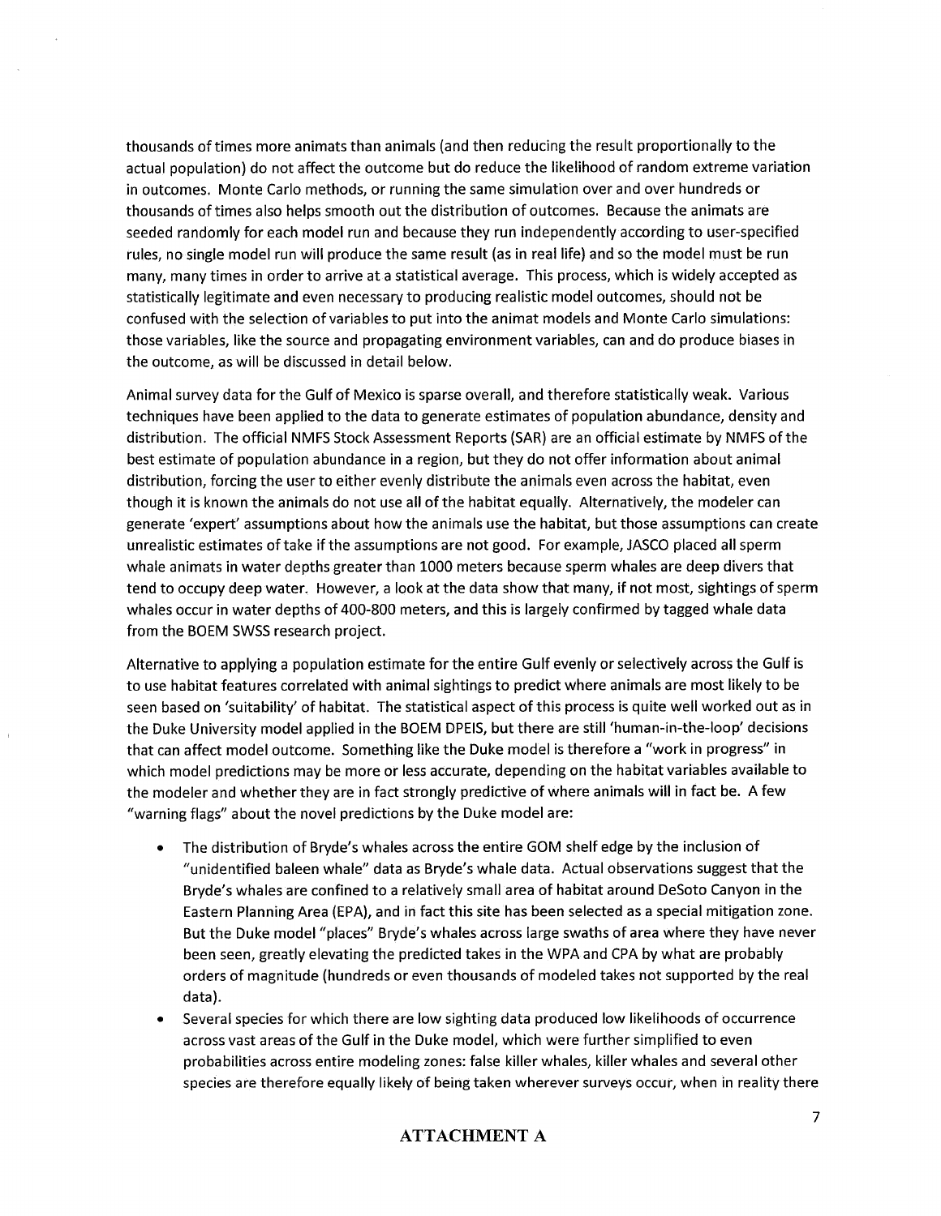thousands of times more animats than animals (and then reducing the result proportionally to the actual population) do not affect the outcome but do reduce the likelihood of random extreme variation in outcomes. Monte Carlo methods, or running the same simulation over and over hundreds or thousands of times also helps smooth out the distribution of outcomes. Because the animats are seeded randomly for each model run and because they run independently according to user-specified rules, no single model run will produce the same result (as in real life) and so the model must be run many, many times in order to arrive at a statistical average. This process, which is widely accepted as statistically legitimate and even necessary to producing realistic model outcomes, should not be confused with the selection of variables to put into the animat models and Monte Carlo simulations: those variables, like the source and propagating environment variables, can and do produce biases in the outcome, as will be discussed in detail below.

Animal survey data for the Gulf of Mexico is sparse overall, and therefore statistically weak. Various techniques have been applied to the data to generate estimates of population abundance, density and distribution. The official NMFS Stock Assessment Reports (SAR) are an official estimate by NMFS of the best estimate of population abundance in a region, but they do not offer information about animal distribution, forcing the user to either evenly distribute the animals even across the habitat, even though it is known the animals do not use all of the habitat equally. Alternatively, the modeler can generate 'expert' assumptions about how the animals use the habitat, but those assumptions can create unrealistic estimates of take if the assumptions are not good. For example, JASCO placed all sperm whale animats in water depths greater than 1000 meters because sperm whales are deep divers that tend to occupy deep water. However, a look at the data show that many, if not most, sightings of sperm whales occur in water depths of 400-800 meters, and this is largely confirmed by tagged whale data from the BOEM SWSS research project.

Alternative to applying a population estimate for the entire Gulf evenly or selectively across the Gulf is to use habitat features correlated with animal sightings to predict where animals are most likely to be seen based on 'suitability' of habitat. The statistical aspect of this process is quite well worked out as in the Duke University model applied in the BOEM DPEIS, but there are still 'human-in-the-loop' decisions that can affect model outcome. Something like the Duke model is therefore a "work in progress" in which model predictions may be more or less accurate, depending on the habitat variables available to the modeler and whether they are in fact strongly predictive of where animals will in fact be. A few "warning flags" about the novel predictions by the Duke model are:

- The distribution of Bryde's whales across the entire GOM shelf edge by the inclusion of "unidentified baleen whale" data as Bryde's whale data. Actual observations suggest that the Bryde's whales are confined to a relatively small area of habitat around DeSoto Canyon in the Eastern Planning Area (EPA), and in fact this site has been selected as a special mitigation zone. But the Duke model "places" Bryde's whales across large swaths of area where they have never been seen, greatly elevating the predicted takes in the WPA and CPA by what are probably orders of magnitude (hundreds or even thousands of modeled takes not supported by the real data).
- Several species for which there are low sighting data produced low likelihoods of occurrence across vast areas of the Gulf in the Duke model, which were further simplified to even probabilities across entire modeling zones: false killer whales, killer whales and several other species are therefore equally likely of being taken wherever surveys occur, when in reality there

**ATTACHMENT A**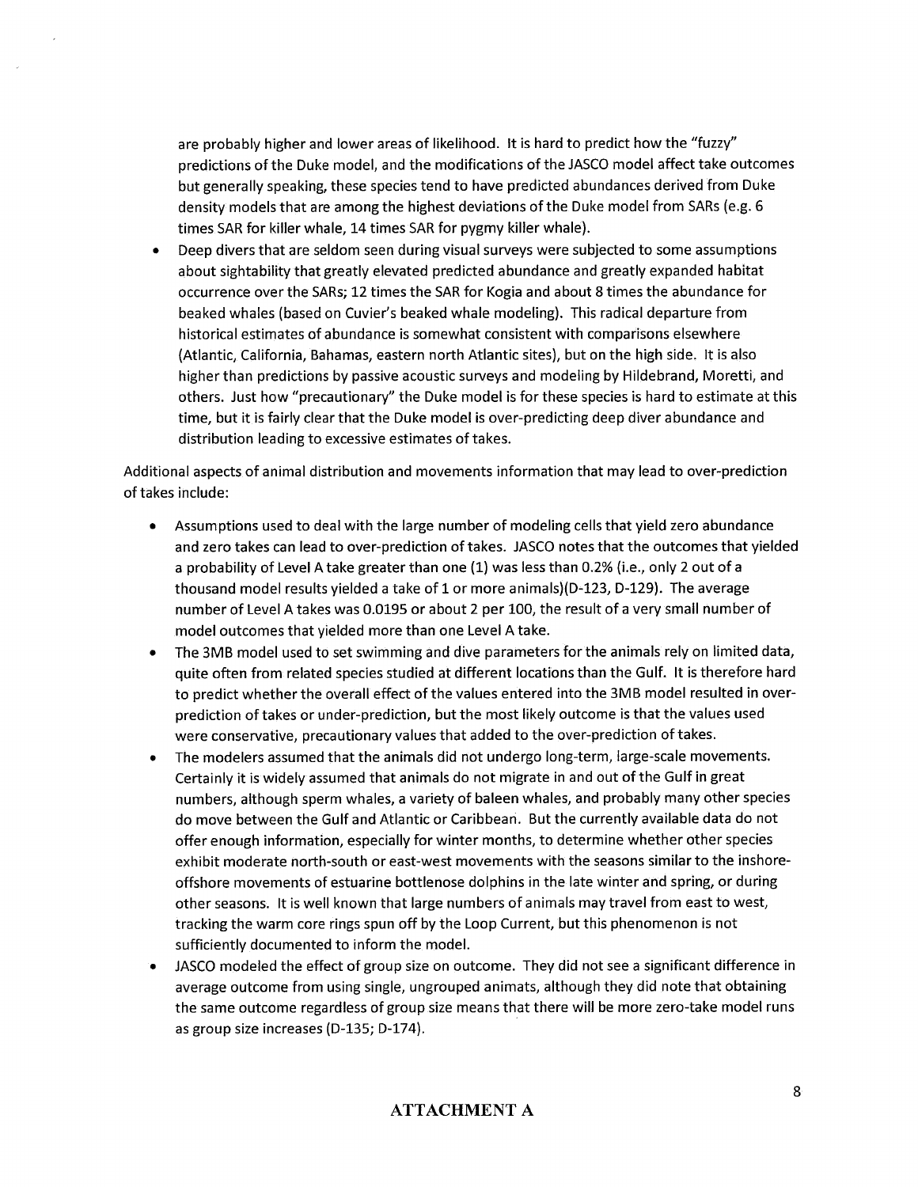are probably higher and lower areas of likelihood. It is hard to predict how the "fuzzy" predictions of the Duke model, and the modifications of the JASCO model affect take outcomes but generally speaking, these species tend to have predicted abundances derived from Duke density models that are among the highest deviations of the Duke model from SARs (e.g. 6 times SAR for killer whale, 14 times SAR for pygmy killer whale).

- Deep divers that are seldom seen during visual surveys were subjected to some assumptions about sightability that greatly elevated predicted abundance and greatly expanded habitat occurrence over the SARs; 12 times the SAR for Kogia and about 8 times the abundance for beaked whales (based on Cuvier's beaked whale modeling). This radical departure from historical estimates of abundance is somewhat consistent with comparisons elsewhere (Atlantic, California, Bahamas, eastern north Atlantic sites), but on the high side. It is also higher than predictions by passive acoustic surveys and modeling by Hildebrand, Moretti, and others. Just how "precautionary" the Duke model is for these species is hard to estimate at this time, but it is fairly clear that the Duke model is over-predicting deep diver abundance and distribution leading to excessive estimates of takes.

Additional aspects of animal distribution and movements information that may lead to over-prediction of takes include:

- Assumptions used to deal with the large number of modeling cells that yield zero abundance and zero takes can lead to over-prediction of takes. JASCO notes that the outcomes that yielded a probability of Level A take greater than one (1) was less than 0.2% (i.e., only 2 out of a thousand model results yielded a take of 1 or more animals)(D-123, D-129). The average number of Level A takes was 0.0195 or about 2 per 100, the result of a very small number of model outcomes that yielded more than one Level A take.
- The 3MB model used to set swimming and dive parameters for the animals rely on limited data, quite often from related species studied at different locations than the Gulf. It is therefore hard to predict whether the overall effect of the values entered into the 3MB model resulted in over-prediction of takes or under-prediction, but the most likely outcome is that the values used were conservative, precautionary values that added to the over-prediction of takes.
- The modelers assumed that the animals did not undergo long-term, large-scale movements. Certainly it is widely assumed that animals do not migrate in and out of the Gulf in great numbers, although sperm whales, a variety of baleen whales, and probably many other species do move between the Gulf and Atlantic or Caribbean. But the currently available data do not offer enough information, especially for winter months, to determine whether other species exhibit moderate north-south or east-west movements with the seasons similar to the inshore-offshore movements of estuarine bottlenose dolphins in the late winter and spring, or during other seasons. It is well known that large numbers of animals may travel from east to west, tracking the warm core rings spun off by the Loop Current, but this phenomenon is not sufficiently documented to inform the model.
- JASCO modeled the effect of group size on outcome. They did not see a significant difference in average outcome from using single, ungrouped animats, although they did note that obtaining the same outcome regardless of group size means that there will be more zero-take model runs as group size increases (D-135; D-174).

**ATTACHMENT A**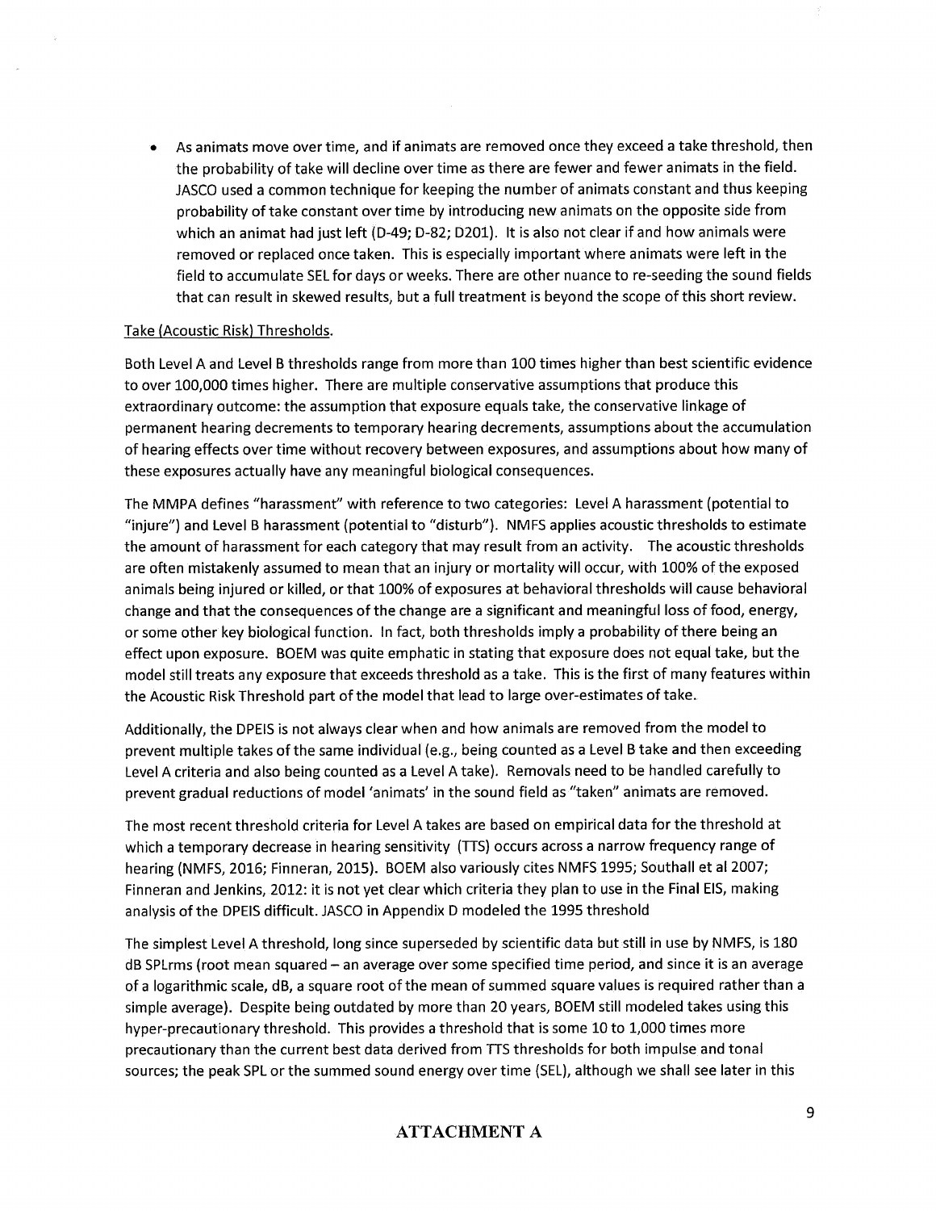- As animats move over time, and if animats are removed once they exceed a take threshold, then the probability of take will decline over time as there are fewer and fewer animats in the field. JASCO used a common technique for keeping the number of animats constant and thus keeping probability of take constant over time by introducing new animats on the opposite side from which an animat had just left (D-49; D-82; D201). It is also not clear if and how animals were removed or replaced once taken. This is especially important where animats were left in the field to accumulate SEL for days or weeks. There are other nuance to re-seeding the sound fields that can result in skewed results, but a full treatment is beyond the scope of this short review.

Take (Acoustic Risk) Thresholds.

Both Level A and Level B thresholds range from more than 100 times higher than best scientific evidence to over 100,000 times higher. There are multiple conservative assumptions that produce this extraordinary outcome: the assumption that exposure equals take, the conservative linkage of permanent hearing decrements to temporary hearing decrements, assumptions about the accumulation of hearing effects over time without recovery between exposures, and assumptions about how many of these exposures actually have any meaningful biological consequences.

The MMPA defines "harassment" with reference to two categories: Level A harassment (potential to "injure") and Level B harassment (potential to "disturb"). NMFS applies acoustic thresholds to estimate the amount of harassment for each category that may result from an activity. The acoustic thresholds are often mistakenly assumed to mean that an injury or mortality will occur, with 100% of the exposed animals being injured or killed, or that 100% of exposures at behavioral thresholds will cause behavioral change and that the consequences of the change are a significant and meaningful loss of food, energy, or some other key biological function. In fact, both thresholds imply a probability of there being an effect upon exposure. BOEM was quite emphatic in stating that exposure does not equal take, but the model still treats any exposure that exceeds threshold as a take. This is the first of many features within the Acoustic Risk Threshold part of the model that lead to large over-estimates of take.

Additionally, the DPEIS is not always clear when and how animals are removed from the model to prevent multiple takes of the same individual (e.g., being counted as a Level B take and then exceeding Level A criteria and also being counted as a Level A take). Removals need to be handled carefully to prevent gradual reductions of model 'animats' in the sound field as "taken" animats are removed.

The most recent threshold criteria for Level A takes are based on empirical data for the threshold at which a temporary decrease in hearing sensitivity (TTS) occurs across a narrow frequency range of hearing (NMFS, 2016; Finneran, 2015). BOEM also variously cites NMFS 1995; Southall et al 2007; Finneran and Jenkins, 2012: it is not yet clear which criteria they plan to use in the Final EIS, making analysis of the DPEIS difficult. JASCO in Appendix D modeled the 1995 threshold

The simplest Level A threshold, long since superseded by scientific data but still in use by NMFS, is 180 dB SPLrms (root mean squared – an average over some specified time period, and since it is an average of a logarithmic scale, dB, a square root of the mean of summed square values is required rather than a simple average). Despite being outdated by more than 20 years, BOEM still modeled takes using this hyper-precautionary threshold. This provides a threshold that is some 10 to 1,000 times more precautionary than the current best data derived from TTS thresholds for both impulse and tonal sources; the peak SPL or the summed sound energy over time (SEL), although we shall see later in this

**ATTACHMENT A**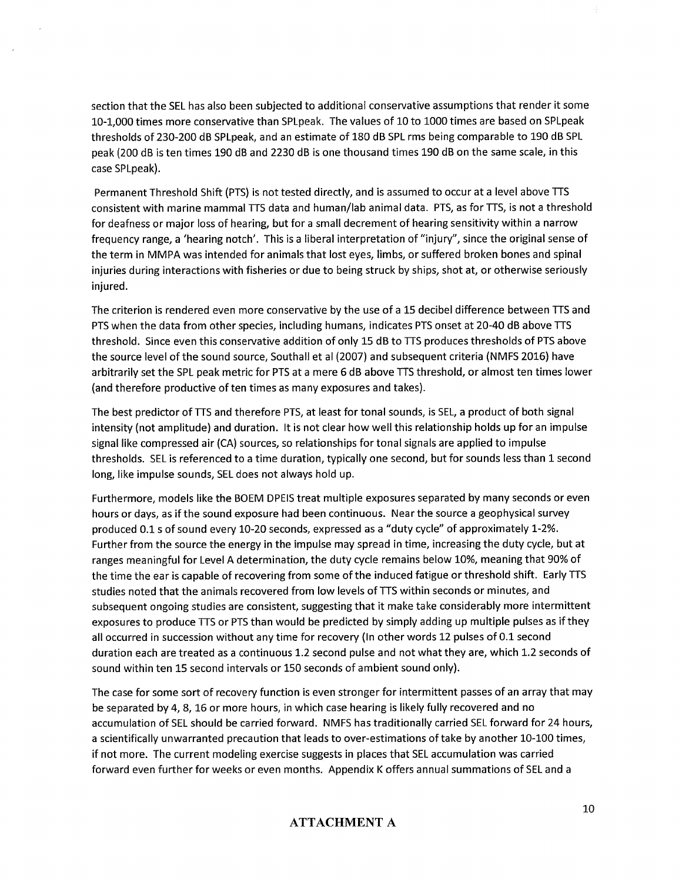section that the SEL has also been subjected to additional conservative assumptions that render it some 10-1,000 times more conservative than SPLpeak. The values of 10 to 1000 times are based on SPLpeak thresholds of 230-200 dB SPLpeak, and an estimate of 180 dB SPL rms being comparable to 190 dB SPL peak (200 dB is ten times 190 dB and 2230 dB is one thousand times 190 dB on the same scale, in this case SPLpeak).

Permanent Threshold Shift (PTS) is not tested directly, and is assumed to occur at a level above TTS consistent with marine mammal TTS data and human/lab animal data. PTS, as for TTS, is not a threshold for deafness or major loss of hearing, but for a small decrement of hearing sensitivity within a narrow frequency range, a 'hearing notch'. This is a liberal interpretation of "injury", since the original sense of the term in MMPA was intended for animals that lost eyes, limbs, or suffered broken bones and spinal injuries during interactions with fisheries or due to being struck by ships, shot at, or otherwise seriously injured.

The criterion is rendered even more conservative by the use of a 15 decibel difference between TTS and PTS when the data from other species, including humans, indicates PTS onset at 20-40 dB above TTS threshold. Since even this conservative addition of only 15 dB to TTS produces thresholds of PTS above the source level of the sound source, Southall et al (2007) and subsequent criteria (NMFS 2016) have arbitrarily set the SPL peak metric for PTS at a mere 6 dB above TTS threshold, or almost ten times lower (and therefore productive of ten times as many exposures and takes).

The best predictor of TTS and therefore PTS, at least for tonal sounds, is SEL, a product of both signal intensity (not amplitude) and duration. It is not clear how well this relationship holds up for an impulse signal like compressed air (CA) sources, so relationships for tonal signals are applied to impulse thresholds. SEL is referenced to a time duration, typically one second, but for sounds less than 1 second long, like impulse sounds, SEL does not always hold up.

Furthermore, models like the BOEM DPEIS treat multiple exposures separated by many seconds or even hours or days, as if the sound exposure had been continuous. Near the source a geophysical survey produced 0.1 s of sound every 10-20 seconds, expressed as a "duty cycle" of approximately 1-2%. Further from the source the energy in the impulse may spread in time, increasing the duty cycle, but at ranges meaningful for Level A determination, the duty cycle remains below 10%, meaning that 90% of the time the ear is capable of recovering from some of the induced fatigue or threshold shift. Early TTS studies noted that the animals recovered from low levels of TTS within seconds or minutes, and subsequent ongoing studies are consistent, suggesting that it make take considerably more intermittent exposures to produce TTS or PTS than would be predicted by simply adding up multiple pulses as if they all occurred in succession without any time for recovery (In other words 12 pulses of 0.1 second duration each are treated as a continuous 1.2 second pulse and not what they are, which 1.2 seconds of sound within ten 15 second intervals or 150 seconds of ambient sound only).

The case for some sort of recovery function is even stronger for intermittent passes of an array that may be separated by 4, 8, 16 or more hours, in which case hearing is likely fully recovered and no accumulation of SEL should be carried forward. NMFS has traditionally carried SEL forward for 24 hours, a scientifically unwarranted precaution that leads to over-estimations of take by another 10-100 times, if not more. The current modeling exercise suggests in places that SEL accumulation was carried forward even further for weeks or even months. Appendix K offers annual summations of SEL and a

**ATTACHMENT A**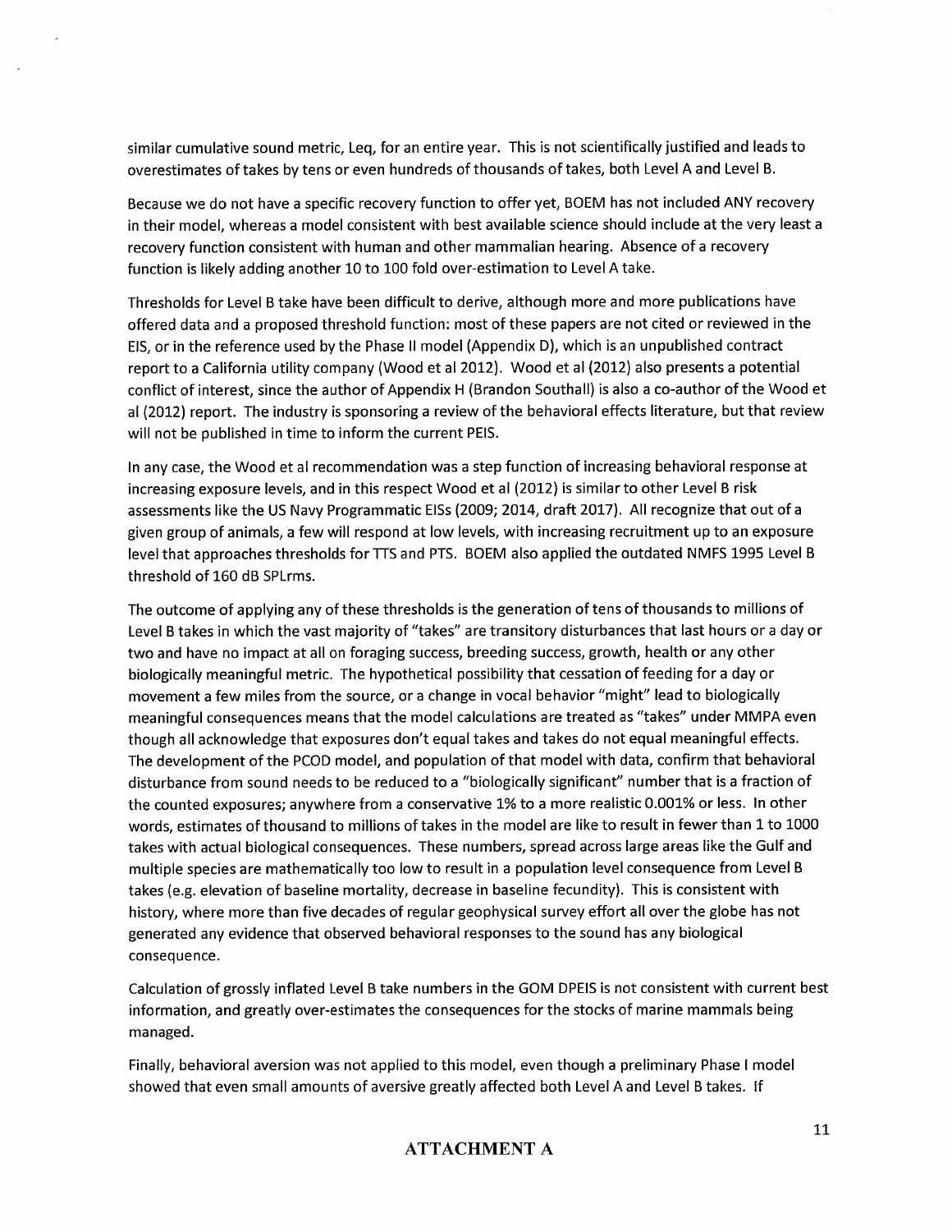similar cumulative sound metric, Leq, for an entire year. This is not scientifically justified and leads to overestimates of takes by tens or even hundreds of thousands of takes, both Level A and Level B.

Because we do not have a specific recovery function to offer yet, BOEM has not included ANY recovery in their model, whereas a model consistent with best available science should include at the very least a recovery function consistent with human and other mammalian hearing. Absence of a recovery function is likely adding another 10 to 100 fold over-estimation to Level A take.

Thresholds for Level B take have been difficult to derive, although more and more publications have offered data and a proposed threshold function: most of these papers are not cited or reviewed in the EIS, or in the reference used by the Phase II model (Appendix D), which is an unpublished contract report to a California utility company (Wood et al 2012). Wood et al (2012) also presents a potential conflict of interest, since the author of Appendix H (Brandon Southall) is also a co-author of the Wood et al (2012) report. The industry is sponsoring a review of the behavioral effects literature, but that review will not be published in time to inform the current PEIS.

In any case, the Wood et al recommendation was a step function of increasing behavioral response at increasing exposure levels, and in this respect Wood et al (2012) is similar to other Level B risk assessments like the US Navy Programmatic EISs (2009; 2014, draft 2017). All recognize that out of a given group of animals, a few will respond at low levels, with increasing recruitment up to an exposure level that approaches thresholds for TTS and PTS. BOEM also applied the outdated NMFS 1995 Level B threshold of 160 dB SPLrms.

The outcome of applying any of these thresholds is the generation of tens of thousands to millions of Level B takes in which the vast majority of "takes" are transitory disturbances that last hours or a day or two and have no impact at all on foraging success, breeding success, growth, health or any other biologically meaningful metric. The hypothetical possibility that cessation of feeding for a day or movement a few miles from the source, or a change in vocal behavior "might" lead to biologically meaningful consequences means that the model calculations are treated as "takes" under MMPA even though all acknowledge that exposures don't equal takes and takes do not equal meaningful effects. The development of the PCOD model, and population of that model with data, confirm that behavioral disturbance from sound needs to be reduced to a "biologically significant" number that is a fraction of the counted exposures; anywhere from a conservative 1% to a more realistic 0.001% or less. In other words, estimates of thousand to millions of takes in the model are like to result in fewer than 1 to 1000 takes with actual biological consequences. These numbers, spread across large areas like the Gulf and multiple species are mathematically too low to result in a population level consequence from Level B takes (e.g. elevation of baseline mortality, decrease in baseline fecundity). This is consistent with history, where more than five decades of regular geophysical survey effort all over the globe has not generated any evidence that observed behavioral responses to the sound has any biological consequence.

Calculation of grossly inflated Level B take numbers in the GOM DPEIS is not consistent with current best information, and greatly over-estimates the consequences for the stocks of marine mammals being managed.

Finally, behavioral aversion was not applied to this model, even though a preliminary Phase I model showed that even small amounts of aversive greatly affected both Level A and Level B takes. If

**ATTACHMENT A**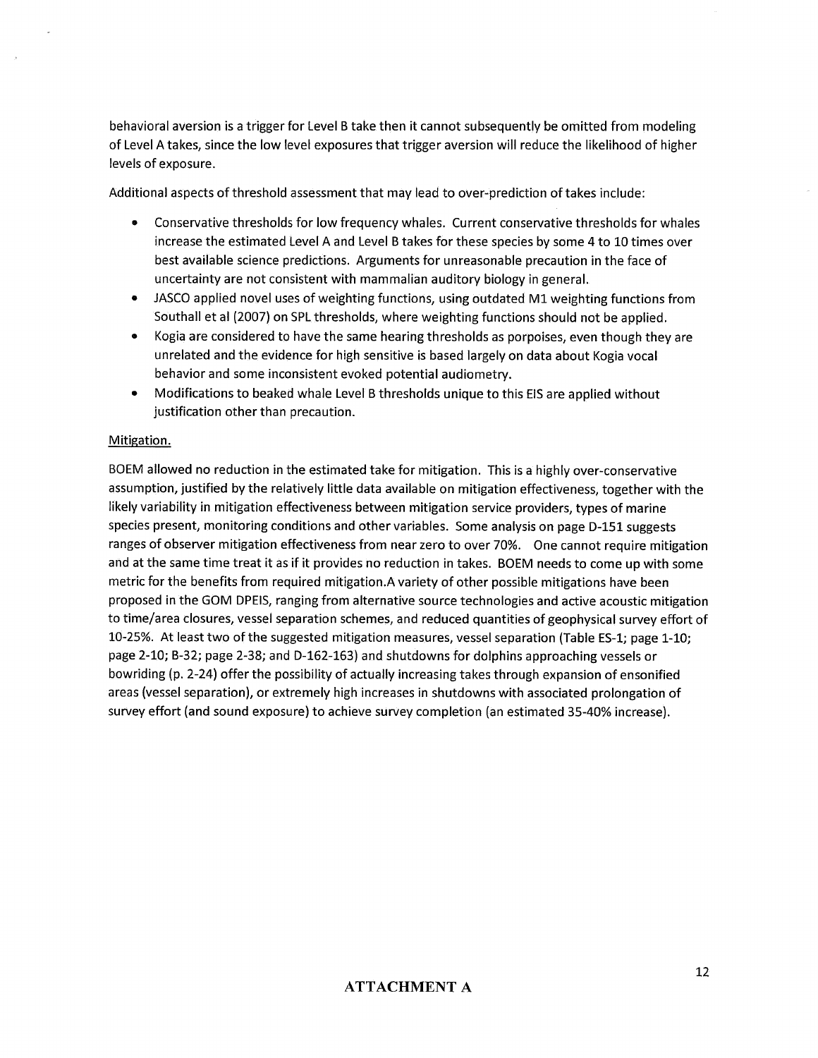behavioral aversion is a trigger for Level B take then it cannot subsequently be omitted from modeling of Level A takes, since the low level exposures that trigger aversion will reduce the likelihood of higher levels of exposure.

Additional aspects of threshold assessment that may lead to over-prediction of takes include:

- Conservative thresholds for low frequency whales. Current conservative thresholds for whales increase the estimated Level A and Level B takes for these species by some 4 to 10 times over best available science predictions. Arguments for unreasonable precaution in the face of uncertainty are not consistent with mammalian auditory biology in general.
- JASCO applied novel uses of weighting functions, using outdated M1 weighting functions from Southall et al (2007) on SPL thresholds, where weighting functions should not be applied.
- Kogia are considered to have the same hearing thresholds as porpoises, even though they are unrelated and the evidence for high sensitive is based largely on data about Kogia vocal behavior and some inconsistent evoked potential audiometry.
- Modifications to beaked whale Level B thresholds unique to this EIS are applied without justification other than precaution.

Mitigation.

BOEM allowed no reduction in the estimated take for mitigation. This is a highly over-conservative assumption, justified by the relatively little data available on mitigation effectiveness, together with the likely variability in mitigation effectiveness between mitigation service providers, types of marine species present, monitoring conditions and other variables. Some analysis on page D-151 suggests ranges of observer mitigation effectiveness from near zero to over 70%. One cannot require mitigation and at the same time treat it as if it provides no reduction in takes. BOEM needs to come up with some metric for the benefits from required mitigation.A variety of other possible mitigations have been proposed in the GOM DPEIS, ranging from alternative source technologies and active acoustic mitigation to time/area closures, vessel separation schemes, and reduced quantities of geophysical survey effort of 10-25%. At least two of the suggested mitigation measures, vessel separation (Table ES-1; page 1-10; page 2-10; B-32; page 2-38; and D-162-163) and shutdowns for dolphins approaching vessels or bowriding (p. 2-24) offer the possibility of actually increasing takes through expansion of ensonified areas (vessel separation), or extremely high increases in shutdowns with associated prolongation of survey effort (and sound exposure) to achieve survey completion (an estimated 35-40% increase).

ATTACHMENT A